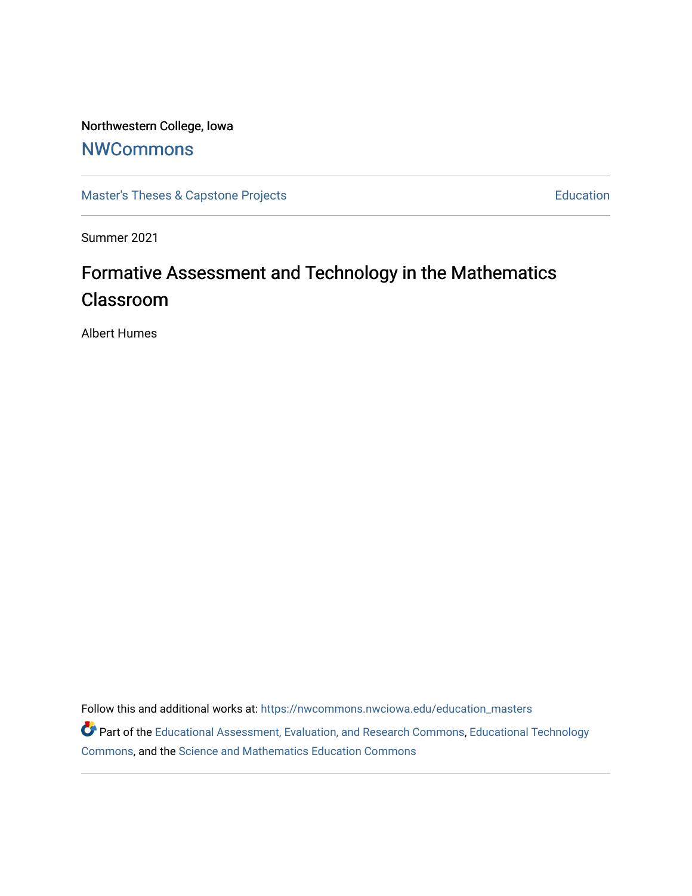Northwestern College, Iowa

## NWCommons

Master's Theses & Capstone Projects | Education

Summer 2021

# Formative Assessment and Technology in the Mathematics Classroom

Albert Humes

Follow this and additional works at: https://nwcommons.nwciowa.edu/education_masters

Part of the Educational Assessment, Evaluation, and Research Commons, Educational Technology Commons, and the Science and Mathematics Education Commons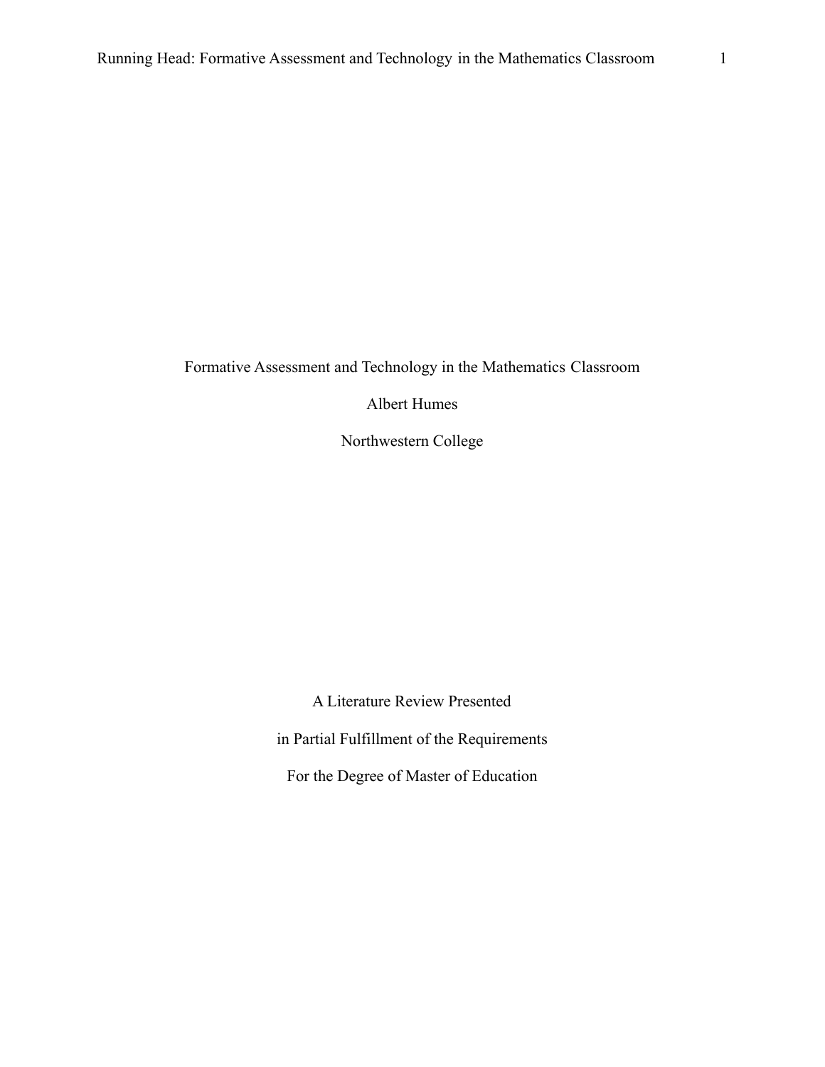Formative Assessment and Technology in the Mathematics Classroom

Albert Humes

Northwestern College

A Literature Review Presented

in Partial Fulfillment of the Requirements

For the Degree of Master of Education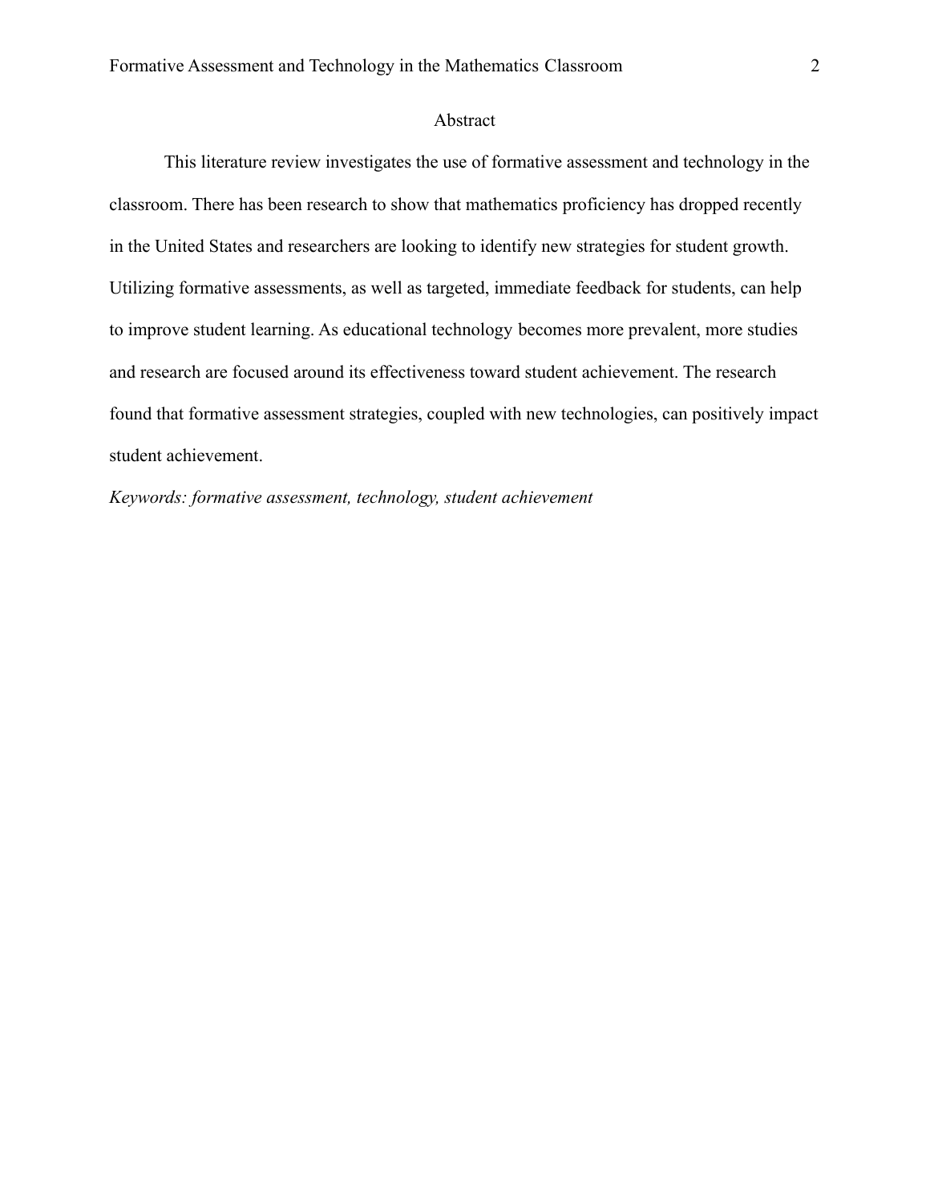# Abstract

This literature review investigates the use of formative assessment and technology in the classroom. There has been research to show that mathematics proficiency has dropped recently in the United States and researchers are looking to identify new strategies for student growth. Utilizing formative assessments, as well as targeted, immediate feedback for students, can help to improve student learning. As educational technology becomes more prevalent, more studies and research are focused around its effectiveness toward student achievement. The research found that formative assessment strategies, coupled with new technologies, can positively impact student achievement.

*Keywords: formative assessment, technology, student achievement*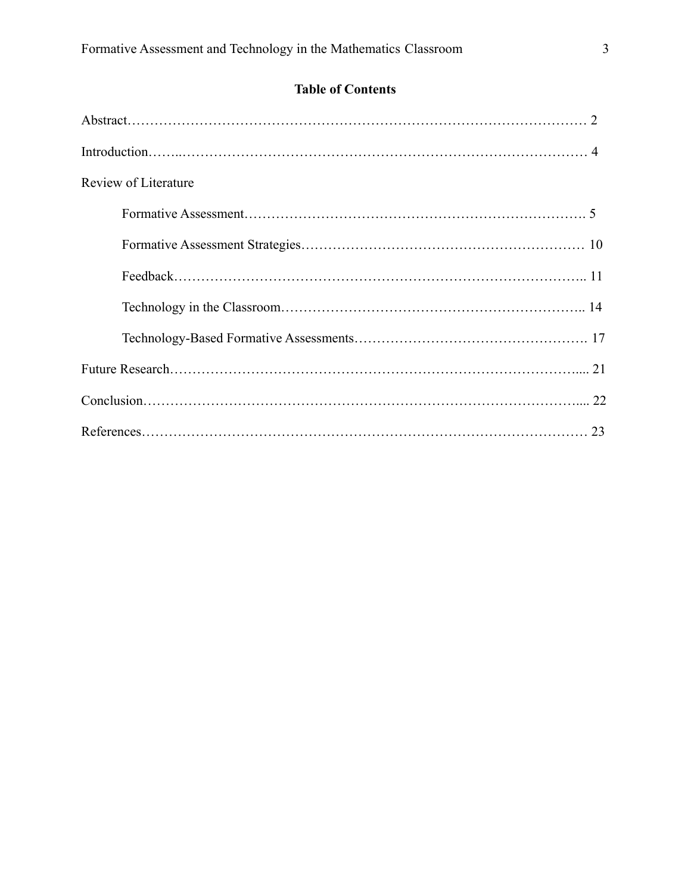## Table of Contents

Abstract……………………………………………………………………………………… 2

Introduction……..…………………………………………………………….……………… 4

Review of Literature

- Formative Assessment………………………………………………………….……………. 5
- Formative Assessment Strategies…………………………………………………… 10
- Feedback……………………………………………………………………………….. 11
- Technology in the Classroom………………………………………………………….. 14
- Technology-Based Formative Assessments…………………………………………. 17

Future Research…………………………………………………………………………..... 21

Conclusion…………………………………………………………………………….…..... 22

References…………………………………………………………………………………… 23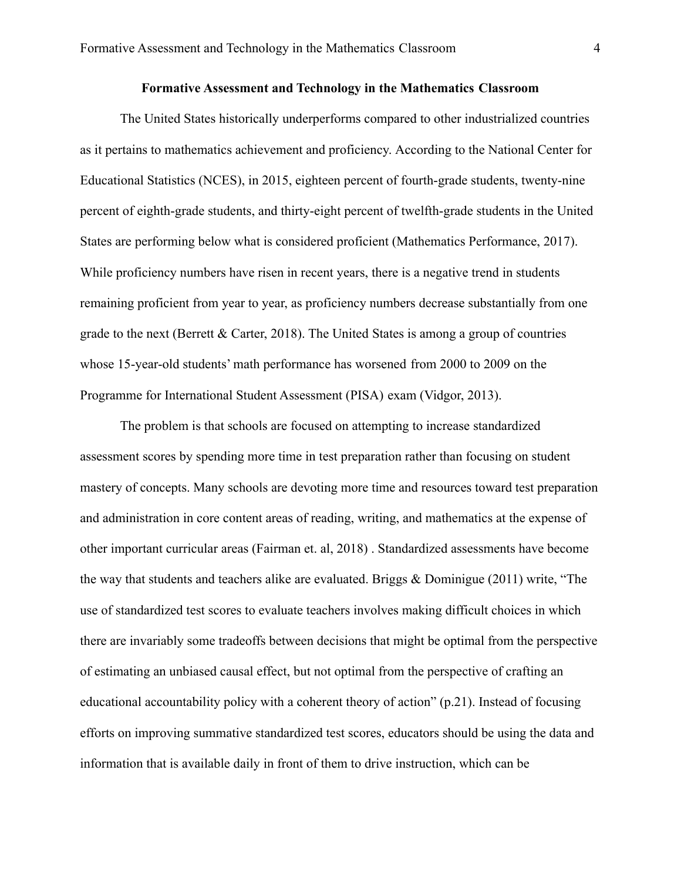## Formative Assessment and Technology in the Mathematics Classroom

The United States historically underperforms compared to other industrialized countries as it pertains to mathematics achievement and proficiency. According to the National Center for Educational Statistics (NCES), in 2015, eighteen percent of fourth-grade students, twenty-nine percent of eighth-grade students, and thirty-eight percent of twelfth-grade students in the United States are performing below what is considered proficient (Mathematics Performance, 2017). While proficiency numbers have risen in recent years, there is a negative trend in students remaining proficient from year to year, as proficiency numbers decrease substantially from one grade to the next (Berrett & Carter, 2018). The United States is among a group of countries whose 15-year-old students' math performance has worsened from 2000 to 2009 on the Programme for International Student Assessment (PISA) exam (Vidgor, 2013).

The problem is that schools are focused on attempting to increase standardized assessment scores by spending more time in test preparation rather than focusing on student mastery of concepts. Many schools are devoting more time and resources toward test preparation and administration in core content areas of reading, writing, and mathematics at the expense of other important curricular areas (Fairman et. al, 2018) . Standardized assessments have become the way that students and teachers alike are evaluated. Briggs & Dominigue (2011) write, "The use of standardized test scores to evaluate teachers involves making difficult choices in which there are invariably some tradeoffs between decisions that might be optimal from the perspective of estimating an unbiased causal effect, but not optimal from the perspective of crafting an educational accountability policy with a coherent theory of action" (p.21). Instead of focusing efforts on improving summative standardized test scores, educators should be using the data and information that is available daily in front of them to drive instruction, which can be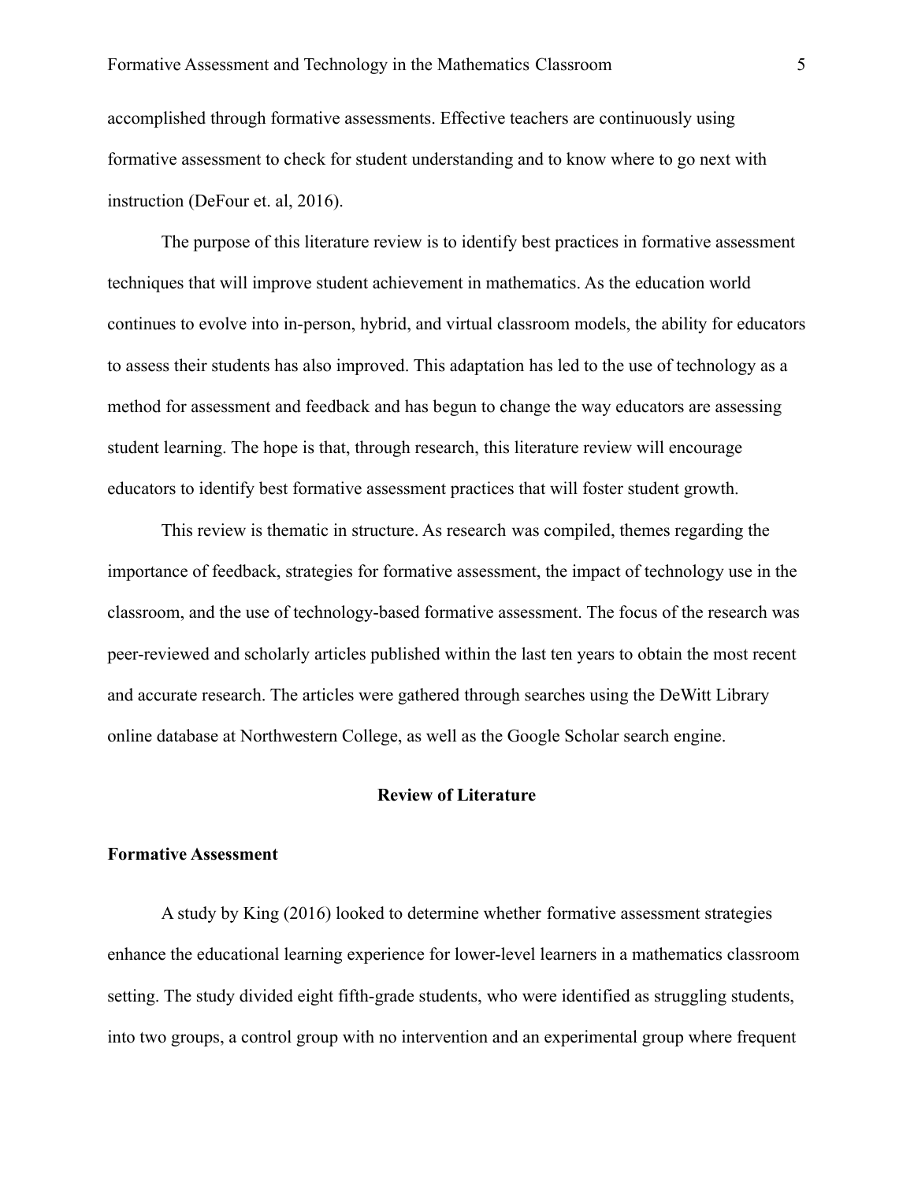accomplished through formative assessments. Effective teachers are continuously using formative assessment to check for student understanding and to know where to go next with instruction (DeFour et. al, 2016).

The purpose of this literature review is to identify best practices in formative assessment techniques that will improve student achievement in mathematics. As the education world continues to evolve into in-person, hybrid, and virtual classroom models, the ability for educators to assess their students has also improved. This adaptation has led to the use of technology as a method for assessment and feedback and has begun to change the way educators are assessing student learning. The hope is that, through research, this literature review will encourage educators to identify best formative assessment practices that will foster student growth.

This review is thematic in structure. As research was compiled, themes regarding the importance of feedback, strategies for formative assessment, the impact of technology use in the classroom, and the use of technology-based formative assessment. The focus of the research was peer-reviewed and scholarly articles published within the last ten years to obtain the most recent and accurate research. The articles were gathered through searches using the DeWitt Library online database at Northwestern College, as well as the Google Scholar search engine.

## Review of Literature

### Formative Assessment

A study by King (2016) looked to determine whether formative assessment strategies enhance the educational learning experience for lower-level learners in a mathematics classroom setting. The study divided eight fifth-grade students, who were identified as struggling students, into two groups, a control group with no intervention and an experimental group where frequent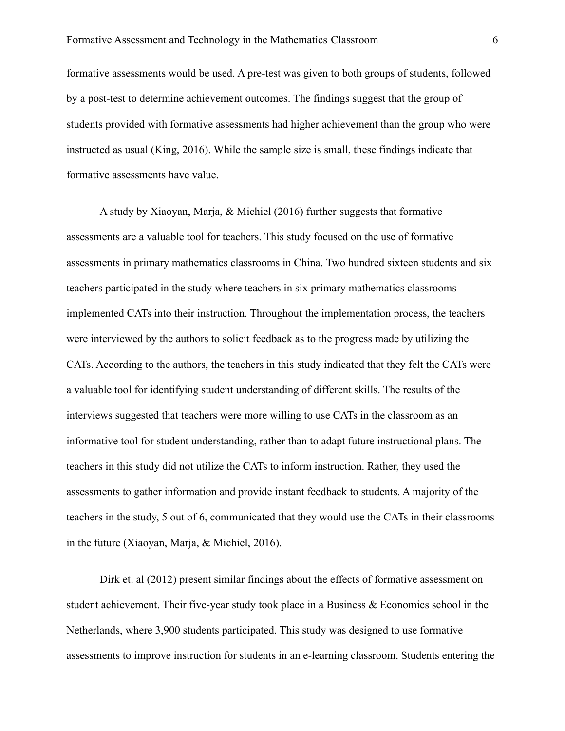formative assessments would be used. A pre-test was given to both groups of students, followed by a post-test to determine achievement outcomes. The findings suggest that the group of students provided with formative assessments had higher achievement than the group who were instructed as usual (King, 2016). While the sample size is small, these findings indicate that formative assessments have value.

A study by Xiaoyan, Marja, & Michiel (2016) further suggests that formative assessments are a valuable tool for teachers. This study focused on the use of formative assessments in primary mathematics classrooms in China. Two hundred sixteen students and six teachers participated in the study where teachers in six primary mathematics classrooms implemented CATs into their instruction. Throughout the implementation process, the teachers were interviewed by the authors to solicit feedback as to the progress made by utilizing the CATs. According to the authors, the teachers in this study indicated that they felt the CATs were a valuable tool for identifying student understanding of different skills. The results of the interviews suggested that teachers were more willing to use CATs in the classroom as an informative tool for student understanding, rather than to adapt future instructional plans. The teachers in this study did not utilize the CATs to inform instruction. Rather, they used the assessments to gather information and provide instant feedback to students. A majority of the teachers in the study, 5 out of 6, communicated that they would use the CATs in their classrooms in the future (Xiaoyan, Marja, & Michiel, 2016).

Dirk et. al (2012) present similar findings about the effects of formative assessment on student achievement. Their five-year study took place in a Business & Economics school in the Netherlands, where 3,900 students participated. This study was designed to use formative assessments to improve instruction for students in an e-learning classroom. Students entering the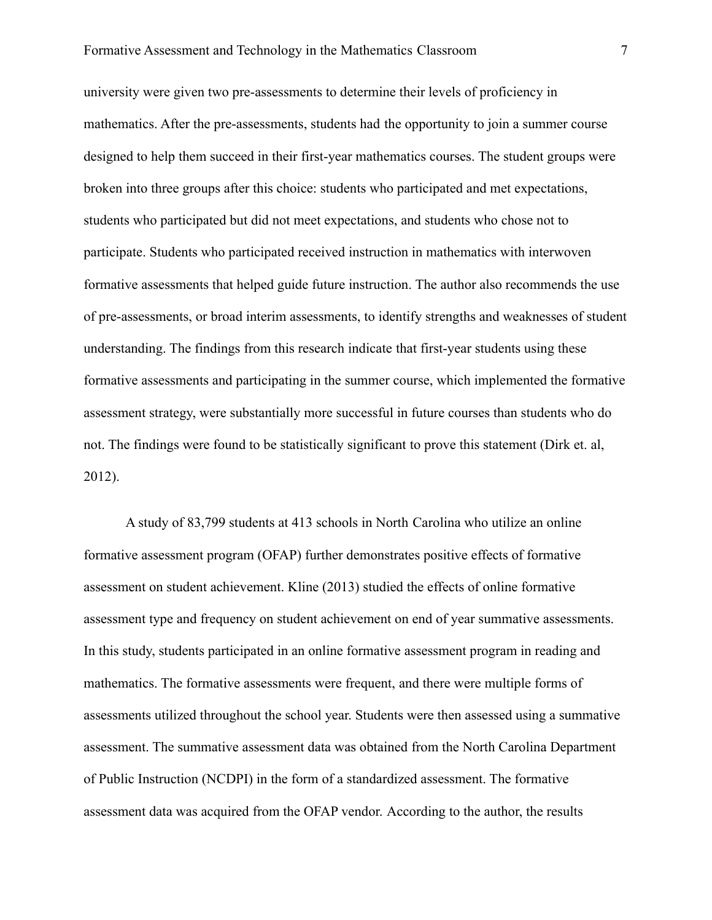university were given two pre-assessments to determine their levels of proficiency in mathematics. After the pre-assessments, students had the opportunity to join a summer course designed to help them succeed in their first-year mathematics courses. The student groups were broken into three groups after this choice: students who participated and met expectations, students who participated but did not meet expectations, and students who chose not to participate. Students who participated received instruction in mathematics with interwoven formative assessments that helped guide future instruction. The author also recommends the use of pre-assessments, or broad interim assessments, to identify strengths and weaknesses of student understanding. The findings from this research indicate that first-year students using these formative assessments and participating in the summer course, which implemented the formative assessment strategy, were substantially more successful in future courses than students who do not. The findings were found to be statistically significant to prove this statement (Dirk et. al, 2012).

A study of 83,799 students at 413 schools in North Carolina who utilize an online formative assessment program (OFAP) further demonstrates positive effects of formative assessment on student achievement. Kline (2013) studied the effects of online formative assessment type and frequency on student achievement on end of year summative assessments. In this study, students participated in an online formative assessment program in reading and mathematics. The formative assessments were frequent, and there were multiple forms of assessments utilized throughout the school year. Students were then assessed using a summative assessment. The summative assessment data was obtained from the North Carolina Department of Public Instruction (NCDPI) in the form of a standardized assessment. The formative assessment data was acquired from the OFAP vendor. According to the author, the results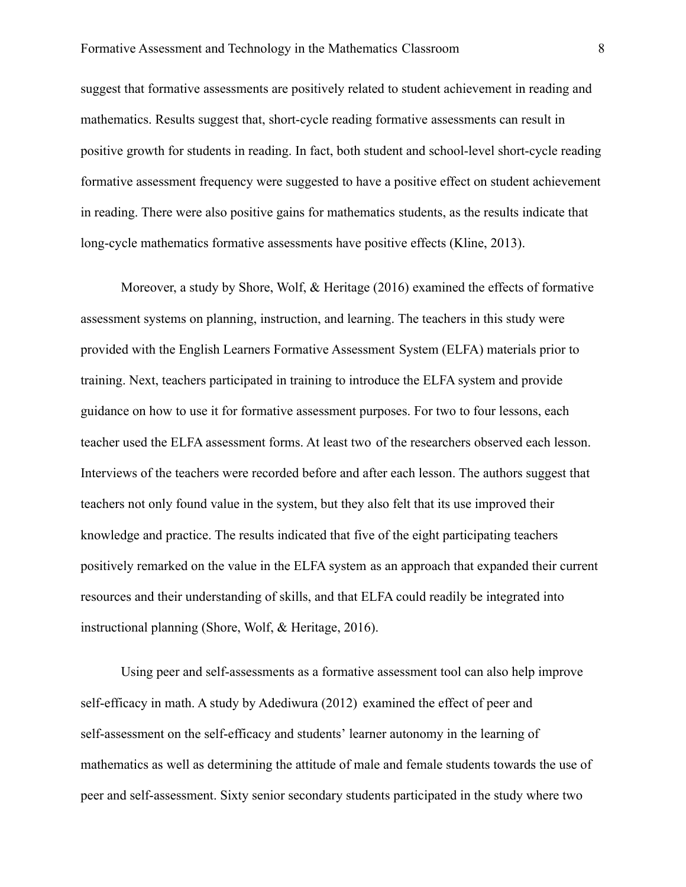suggest that formative assessments are positively related to student achievement in reading and mathematics. Results suggest that, short-cycle reading formative assessments can result in positive growth for students in reading. In fact, both student and school-level short-cycle reading formative assessment frequency were suggested to have a positive effect on student achievement in reading. There were also positive gains for mathematics students, as the results indicate that long-cycle mathematics formative assessments have positive effects (Kline, 2013).

Moreover, a study by Shore, Wolf, & Heritage (2016) examined the effects of formative assessment systems on planning, instruction, and learning. The teachers in this study were provided with the English Learners Formative Assessment System (ELFA) materials prior to training. Next, teachers participated in training to introduce the ELFA system and provide guidance on how to use it for formative assessment purposes. For two to four lessons, each teacher used the ELFA assessment forms. At least two of the researchers observed each lesson. Interviews of the teachers were recorded before and after each lesson. The authors suggest that teachers not only found value in the system, but they also felt that its use improved their knowledge and practice. The results indicated that five of the eight participating teachers positively remarked on the value in the ELFA system as an approach that expanded their current resources and their understanding of skills, and that ELFA could readily be integrated into instructional planning (Shore, Wolf, & Heritage, 2016).

Using peer and self-assessments as a formative assessment tool can also help improve self-efficacy in math. A study by Adediwura (2012) examined the effect of peer and self-assessment on the self-efficacy and students' learner autonomy in the learning of mathematics as well as determining the attitude of male and female students towards the use of peer and self-assessment. Sixty senior secondary students participated in the study where two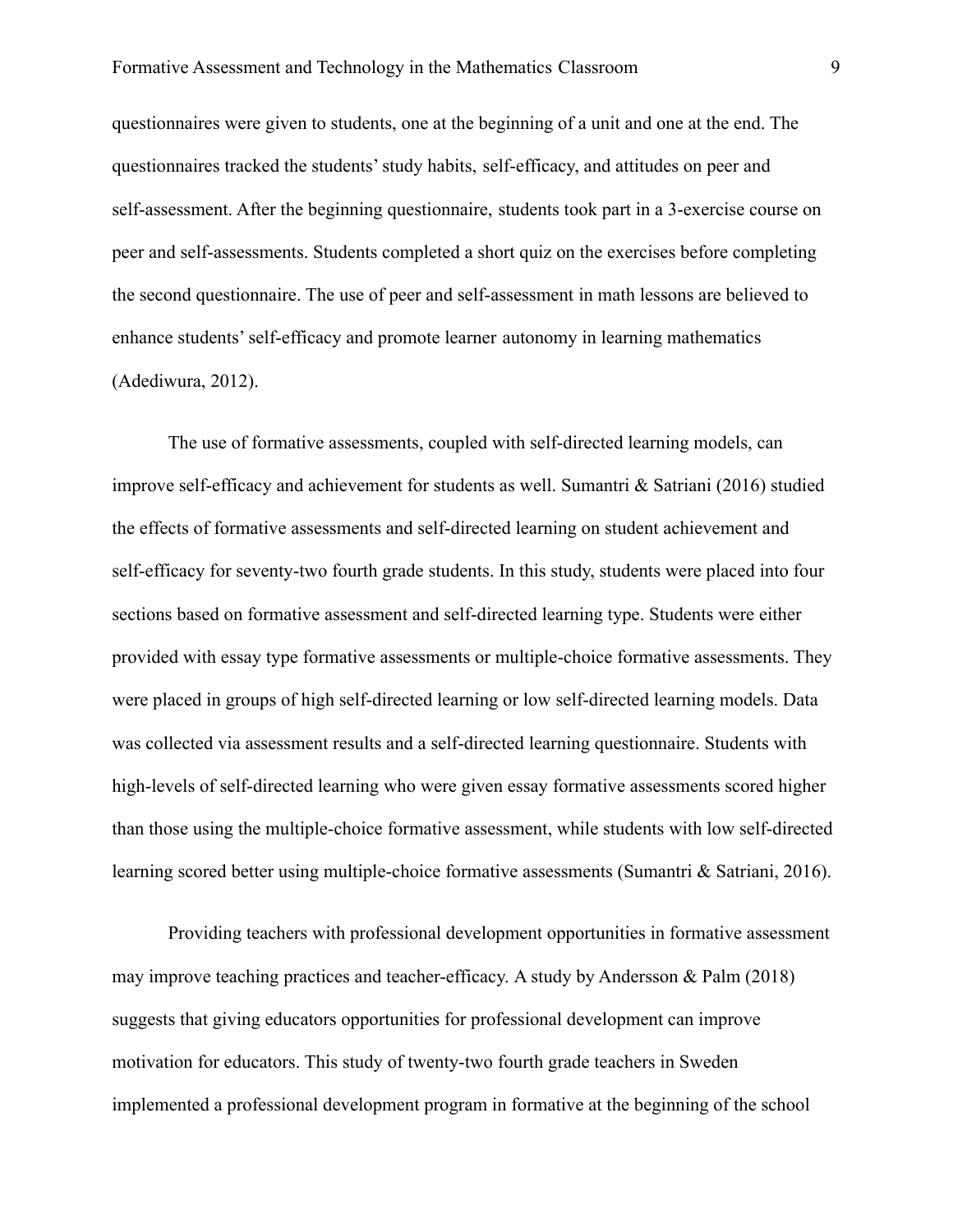questionnaires were given to students, one at the beginning of a unit and one at the end. The questionnaires tracked the students' study habits, self-efficacy, and attitudes on peer and self-assessment. After the beginning questionnaire, students took part in a 3-exercise course on peer and self-assessments. Students completed a short quiz on the exercises before completing the second questionnaire. The use of peer and self-assessment in math lessons are believed to enhance students' self-efficacy and promote learner autonomy in learning mathematics (Adediwura, 2012).

The use of formative assessments, coupled with self-directed learning models, can improve self-efficacy and achievement for students as well. Sumantri & Satriani (2016) studied the effects of formative assessments and self-directed learning on student achievement and self-efficacy for seventy-two fourth grade students. In this study, students were placed into four sections based on formative assessment and self-directed learning type. Students were either provided with essay type formative assessments or multiple-choice formative assessments. They were placed in groups of high self-directed learning or low self-directed learning models. Data was collected via assessment results and a self-directed learning questionnaire. Students with high-levels of self-directed learning who were given essay formative assessments scored higher than those using the multiple-choice formative assessment, while students with low self-directed learning scored better using multiple-choice formative assessments (Sumantri & Satriani, 2016).

Providing teachers with professional development opportunities in formative assessment may improve teaching practices and teacher-efficacy. A study by Andersson & Palm (2018) suggests that giving educators opportunities for professional development can improve motivation for educators. This study of twenty-two fourth grade teachers in Sweden implemented a professional development program in formative at the beginning of the school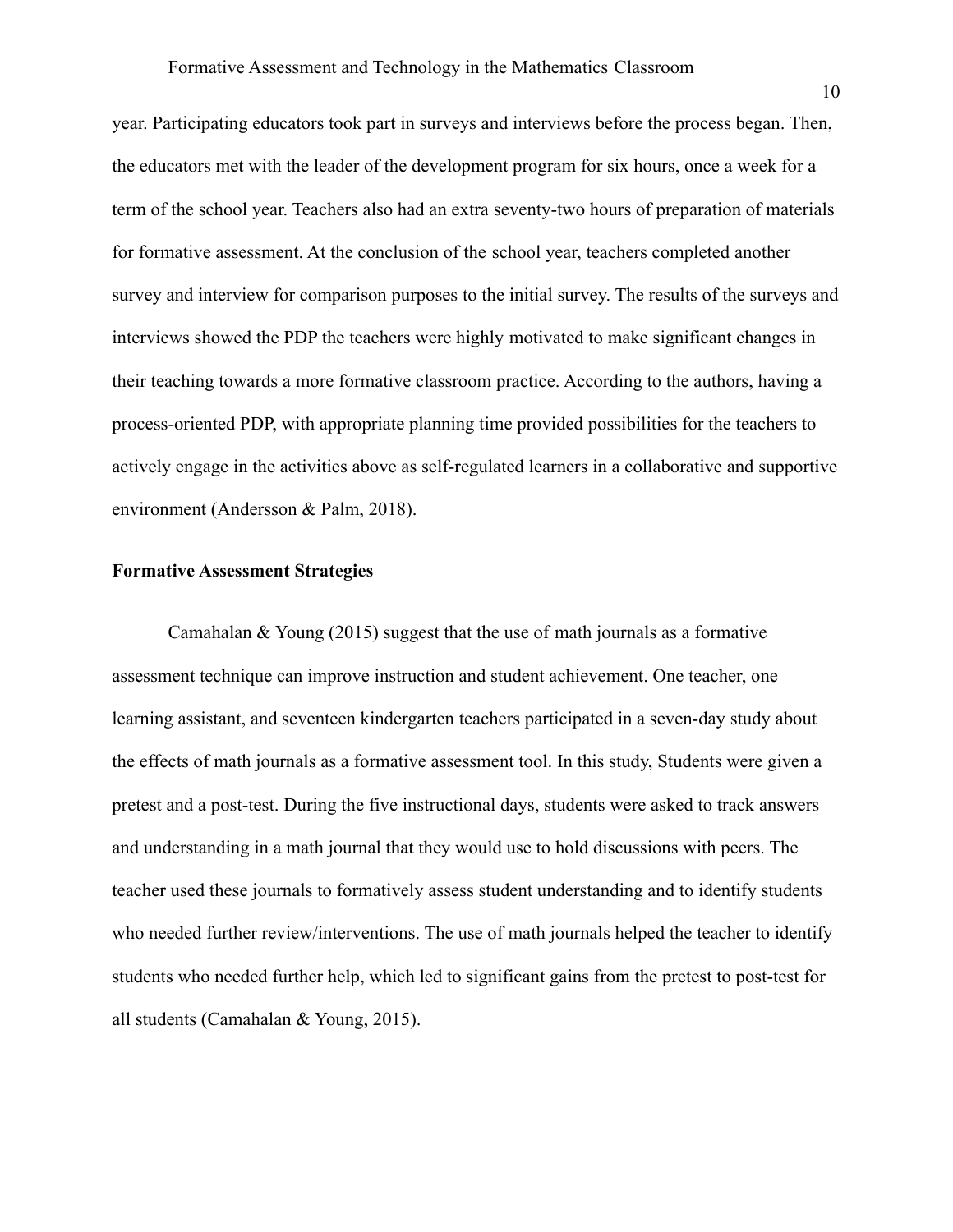year. Participating educators took part in surveys and interviews before the process began. Then, the educators met with the leader of the development program for six hours, once a week for a term of the school year. Teachers also had an extra seventy-two hours of preparation of materials for formative assessment. At the conclusion of the school year, teachers completed another survey and interview for comparison purposes to the initial survey. The results of the surveys and interviews showed the PDP the teachers were highly motivated to make significant changes in their teaching towards a more formative classroom practice. According to the authors, having a process-oriented PDP, with appropriate planning time provided possibilities for the teachers to actively engage in the activities above as self-regulated learners in a collaborative and supportive environment (Andersson & Palm, 2018).

**Formative Assessment Strategies**

Camahalan & Young (2015) suggest that the use of math journals as a formative assessment technique can improve instruction and student achievement. One teacher, one learning assistant, and seventeen kindergarten teachers participated in a seven-day study about the effects of math journals as a formative assessment tool. In this study, Students were given a pretest and a post-test. During the five instructional days, students were asked to track answers and understanding in a math journal that they would use to hold discussions with peers. The teacher used these journals to formatively assess student understanding and to identify students who needed further review/interventions. The use of math journals helped the teacher to identify students who needed further help, which led to significant gains from the pretest to post-test for all students (Camahalan & Young, 2015).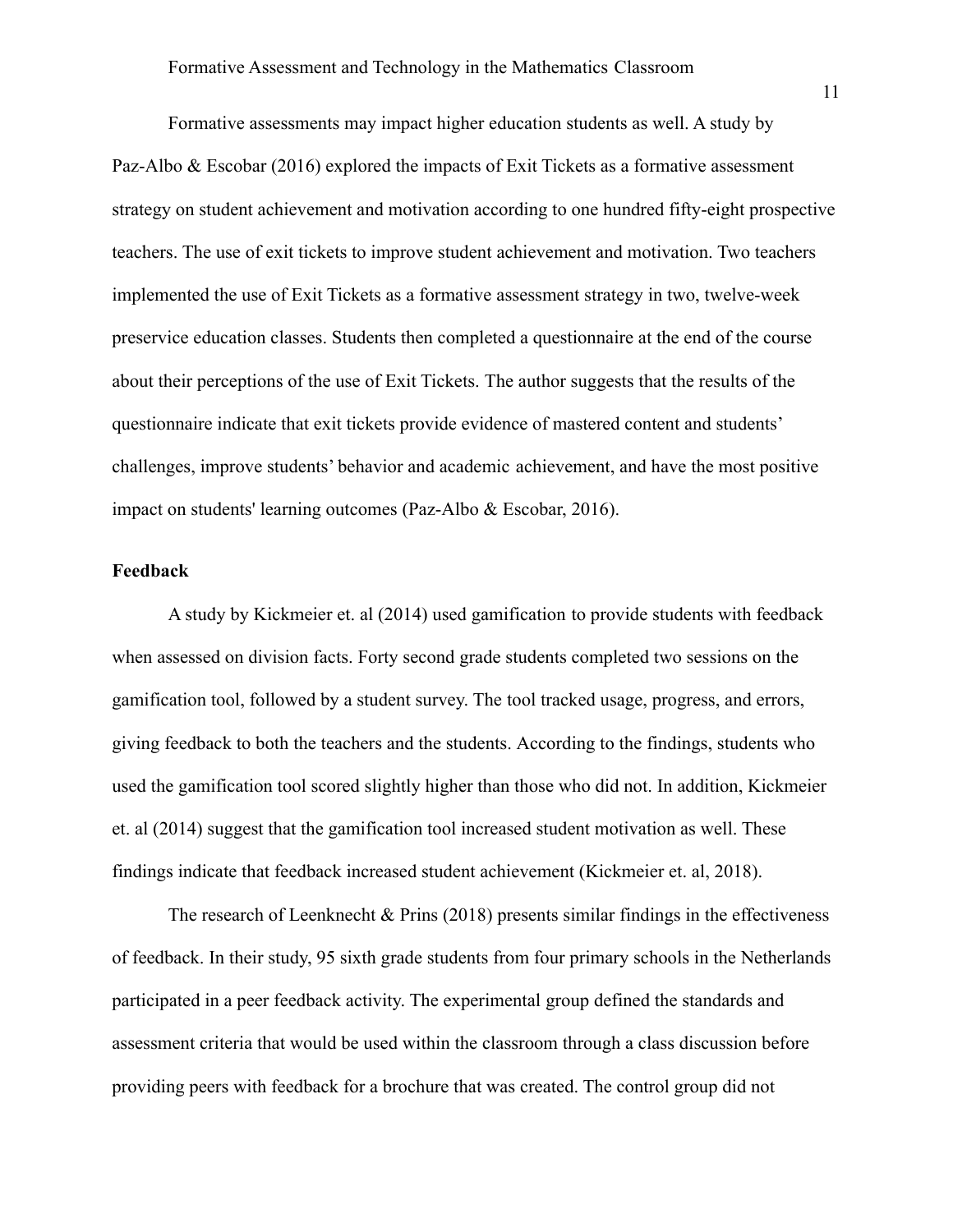Formative assessments may impact higher education students as well. A study by Paz-Albo & Escobar (2016) explored the impacts of Exit Tickets as a formative assessment strategy on student achievement and motivation according to one hundred fifty-eight prospective teachers. The use of exit tickets to improve student achievement and motivation. Two teachers implemented the use of Exit Tickets as a formative assessment strategy in two, twelve-week preservice education classes. Students then completed a questionnaire at the end of the course about their perceptions of the use of Exit Tickets. The author suggests that the results of the questionnaire indicate that exit tickets provide evidence of mastered content and students' challenges, improve students' behavior and academic achievement, and have the most positive impact on students' learning outcomes (Paz-Albo & Escobar, 2016).

**Feedback**

A study by Kickmeier et. al (2014) used gamification to provide students with feedback when assessed on division facts. Forty second grade students completed two sessions on the gamification tool, followed by a student survey. The tool tracked usage, progress, and errors, giving feedback to both the teachers and the students. According to the findings, students who used the gamification tool scored slightly higher than those who did not. In addition, Kickmeier et. al (2014) suggest that the gamification tool increased student motivation as well. These findings indicate that feedback increased student achievement (Kickmeier et. al, 2018).

The research of Leenknecht & Prins (2018) presents similar findings in the effectiveness of feedback. In their study, 95 sixth grade students from four primary schools in the Netherlands participated in a peer feedback activity. The experimental group defined the standards and assessment criteria that would be used within the classroom through a class discussion before providing peers with feedback for a brochure that was created. The control group did not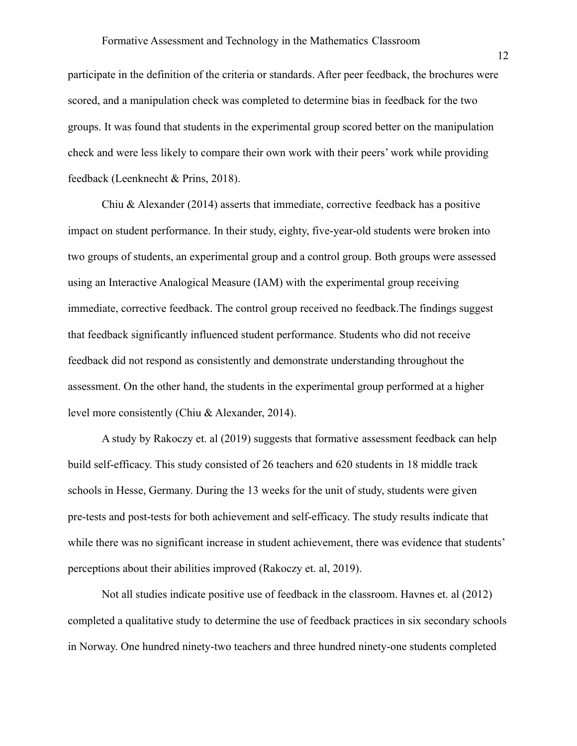participate in the definition of the criteria or standards. After peer feedback, the brochures were scored, and a manipulation check was completed to determine bias in feedback for the two groups. It was found that students in the experimental group scored better on the manipulation check and were less likely to compare their own work with their peers' work while providing feedback (Leenknecht & Prins, 2018).

Chiu & Alexander (2014) asserts that immediate, corrective feedback has a positive impact on student performance. In their study, eighty, five-year-old students were broken into two groups of students, an experimental group and a control group. Both groups were assessed using an Interactive Analogical Measure (IAM) with the experimental group receiving immediate, corrective feedback. The control group received no feedback.The findings suggest that feedback significantly influenced student performance. Students who did not receive feedback did not respond as consistently and demonstrate understanding throughout the assessment. On the other hand, the students in the experimental group performed at a higher level more consistently (Chiu & Alexander, 2014).

A study by Rakoczy et. al (2019) suggests that formative assessment feedback can help build self-efficacy. This study consisted of 26 teachers and 620 students in 18 middle track schools in Hesse, Germany. During the 13 weeks for the unit of study, students were given pre-tests and post-tests for both achievement and self-efficacy. The study results indicate that while there was no significant increase in student achievement, there was evidence that students' perceptions about their abilities improved (Rakoczy et. al, 2019).

Not all studies indicate positive use of feedback in the classroom. Havnes et. al (2012) completed a qualitative study to determine the use of feedback practices in six secondary schools in Norway. One hundred ninety-two teachers and three hundred ninety-one students completed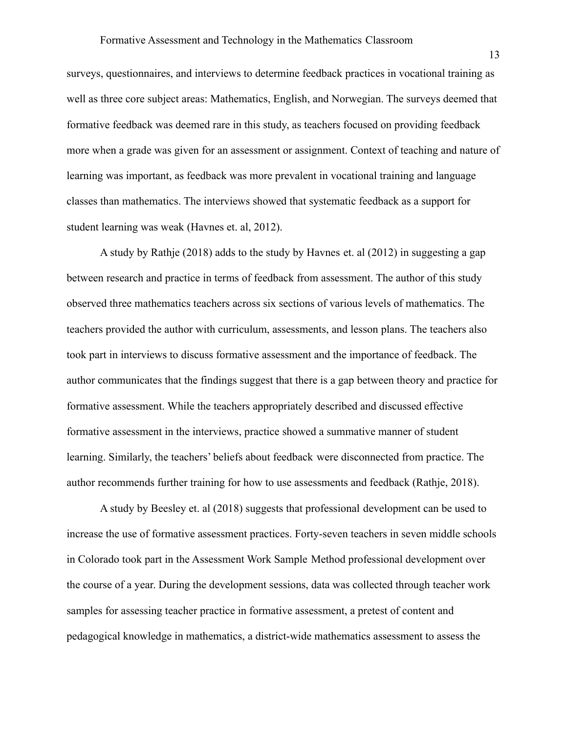surveys, questionnaires, and interviews to determine feedback practices in vocational training as well as three core subject areas: Mathematics, English, and Norwegian. The surveys deemed that formative feedback was deemed rare in this study, as teachers focused on providing feedback more when a grade was given for an assessment or assignment. Context of teaching and nature of learning was important, as feedback was more prevalent in vocational training and language classes than mathematics. The interviews showed that systematic feedback as a support for student learning was weak (Havnes et. al, 2012).

A study by Rathje (2018) adds to the study by Havnes et. al (2012) in suggesting a gap between research and practice in terms of feedback from assessment. The author of this study observed three mathematics teachers across six sections of various levels of mathematics. The teachers provided the author with curriculum, assessments, and lesson plans. The teachers also took part in interviews to discuss formative assessment and the importance of feedback. The author communicates that the findings suggest that there is a gap between theory and practice for formative assessment. While the teachers appropriately described and discussed effective formative assessment in the interviews, practice showed a summative manner of student learning. Similarly, the teachers' beliefs about feedback were disconnected from practice. The author recommends further training for how to use assessments and feedback (Rathje, 2018).

A study by Beesley et. al (2018) suggests that professional development can be used to increase the use of formative assessment practices. Forty-seven teachers in seven middle schools in Colorado took part in the Assessment Work Sample Method professional development over the course of a year. During the development sessions, data was collected through teacher work samples for assessing teacher practice in formative assessment, a pretest of content and pedagogical knowledge in mathematics, a district-wide mathematics assessment to assess the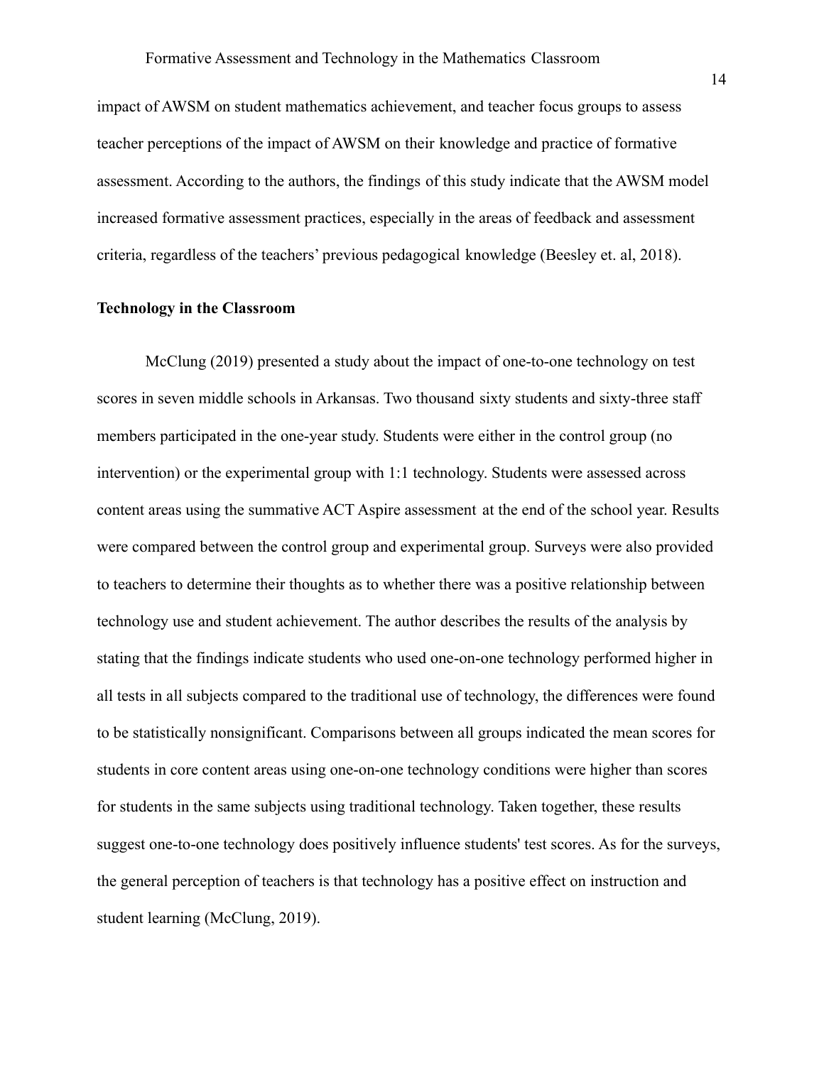impact of AWSM on student mathematics achievement, and teacher focus groups to assess teacher perceptions of the impact of AWSM on their knowledge and practice of formative assessment. According to the authors, the findings of this study indicate that the AWSM model increased formative assessment practices, especially in the areas of feedback and assessment criteria, regardless of the teachers' previous pedagogical knowledge (Beesley et. al, 2018).

**Technology in the Classroom**

McClung (2019) presented a study about the impact of one-to-one technology on test scores in seven middle schools in Arkansas. Two thousand sixty students and sixty-three staff members participated in the one-year study. Students were either in the control group (no intervention) or the experimental group with 1:1 technology. Students were assessed across content areas using the summative ACT Aspire assessment at the end of the school year. Results were compared between the control group and experimental group. Surveys were also provided to teachers to determine their thoughts as to whether there was a positive relationship between technology use and student achievement. The author describes the results of the analysis by stating that the findings indicate students who used one-on-one technology performed higher in all tests in all subjects compared to the traditional use of technology, the differences were found to be statistically nonsignificant. Comparisons between all groups indicated the mean scores for students in core content areas using one-on-one technology conditions were higher than scores for students in the same subjects using traditional technology. Taken together, these results suggest one-to-one technology does positively influence students' test scores. As for the surveys, the general perception of teachers is that technology has a positive effect on instruction and student learning (McClung, 2019).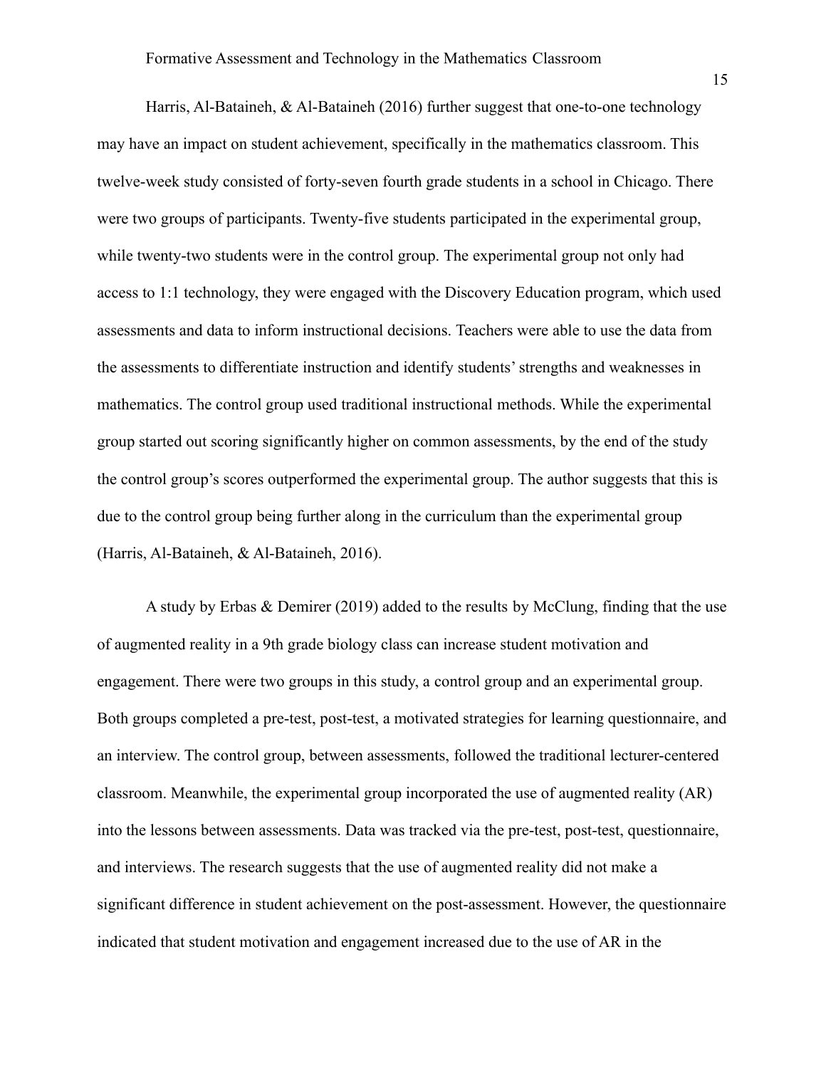Harris, Al-Bataineh, & Al-Bataineh (2016) further suggest that one-to-one technology may have an impact on student achievement, specifically in the mathematics classroom. This twelve-week study consisted of forty-seven fourth grade students in a school in Chicago. There were two groups of participants. Twenty-five students participated in the experimental group, while twenty-two students were in the control group. The experimental group not only had access to 1:1 technology, they were engaged with the Discovery Education program, which used assessments and data to inform instructional decisions. Teachers were able to use the data from the assessments to differentiate instruction and identify students' strengths and weaknesses in mathematics. The control group used traditional instructional methods. While the experimental group started out scoring significantly higher on common assessments, by the end of the study the control group's scores outperformed the experimental group. The author suggests that this is due to the control group being further along in the curriculum than the experimental group (Harris, Al-Bataineh, & Al-Bataineh, 2016).

A study by Erbas & Demirer (2019) added to the results by McClung, finding that the use of augmented reality in a 9th grade biology class can increase student motivation and engagement. There were two groups in this study, a control group and an experimental group. Both groups completed a pre-test, post-test, a motivated strategies for learning questionnaire, and an interview. The control group, between assessments, followed the traditional lecturer-centered classroom. Meanwhile, the experimental group incorporated the use of augmented reality (AR) into the lessons between assessments. Data was tracked via the pre-test, post-test, questionnaire, and interviews. The research suggests that the use of augmented reality did not make a significant difference in student achievement on the post-assessment. However, the questionnaire indicated that student motivation and engagement increased due to the use of AR in the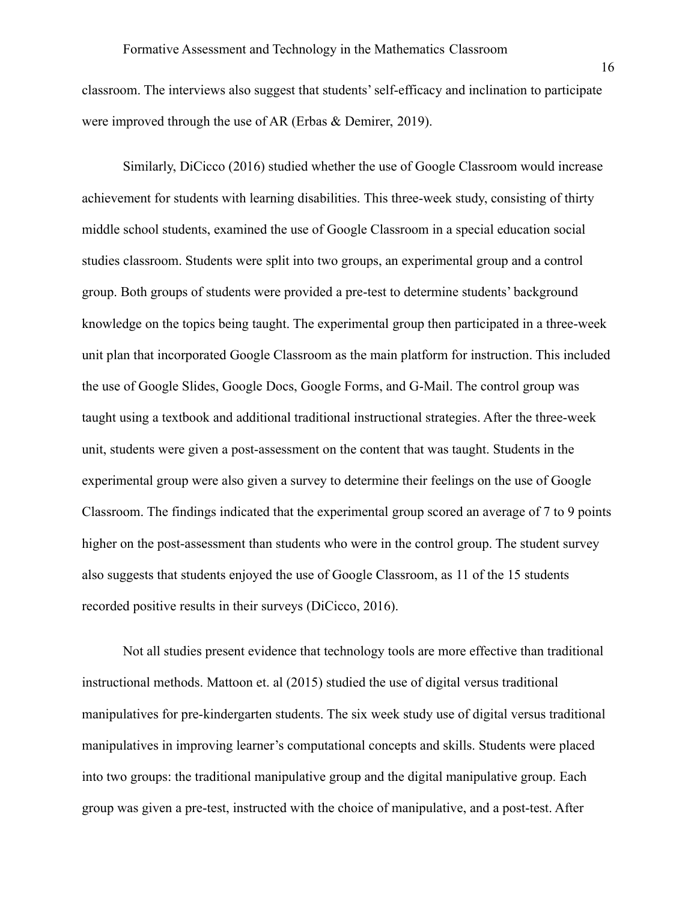classroom. The interviews also suggest that students' self-efficacy and inclination to participate were improved through the use of AR (Erbas & Demirer, 2019).

Similarly, DiCicco (2016) studied whether the use of Google Classroom would increase achievement for students with learning disabilities. This three-week study, consisting of thirty middle school students, examined the use of Google Classroom in a special education social studies classroom. Students were split into two groups, an experimental group and a control group. Both groups of students were provided a pre-test to determine students' background knowledge on the topics being taught. The experimental group then participated in a three-week unit plan that incorporated Google Classroom as the main platform for instruction. This included the use of Google Slides, Google Docs, Google Forms, and G-Mail. The control group was taught using a textbook and additional traditional instructional strategies. After the three-week unit, students were given a post-assessment on the content that was taught. Students in the experimental group were also given a survey to determine their feelings on the use of Google Classroom. The findings indicated that the experimental group scored an average of 7 to 9 points higher on the post-assessment than students who were in the control group. The student survey also suggests that students enjoyed the use of Google Classroom, as 11 of the 15 students recorded positive results in their surveys (DiCicco, 2016).

Not all studies present evidence that technology tools are more effective than traditional instructional methods. Mattoon et. al (2015) studied the use of digital versus traditional manipulatives for pre-kindergarten students. The six week study use of digital versus traditional manipulatives in improving learner's computational concepts and skills. Students were placed into two groups: the traditional manipulative group and the digital manipulative group. Each group was given a pre-test, instructed with the choice of manipulative, and a post-test. After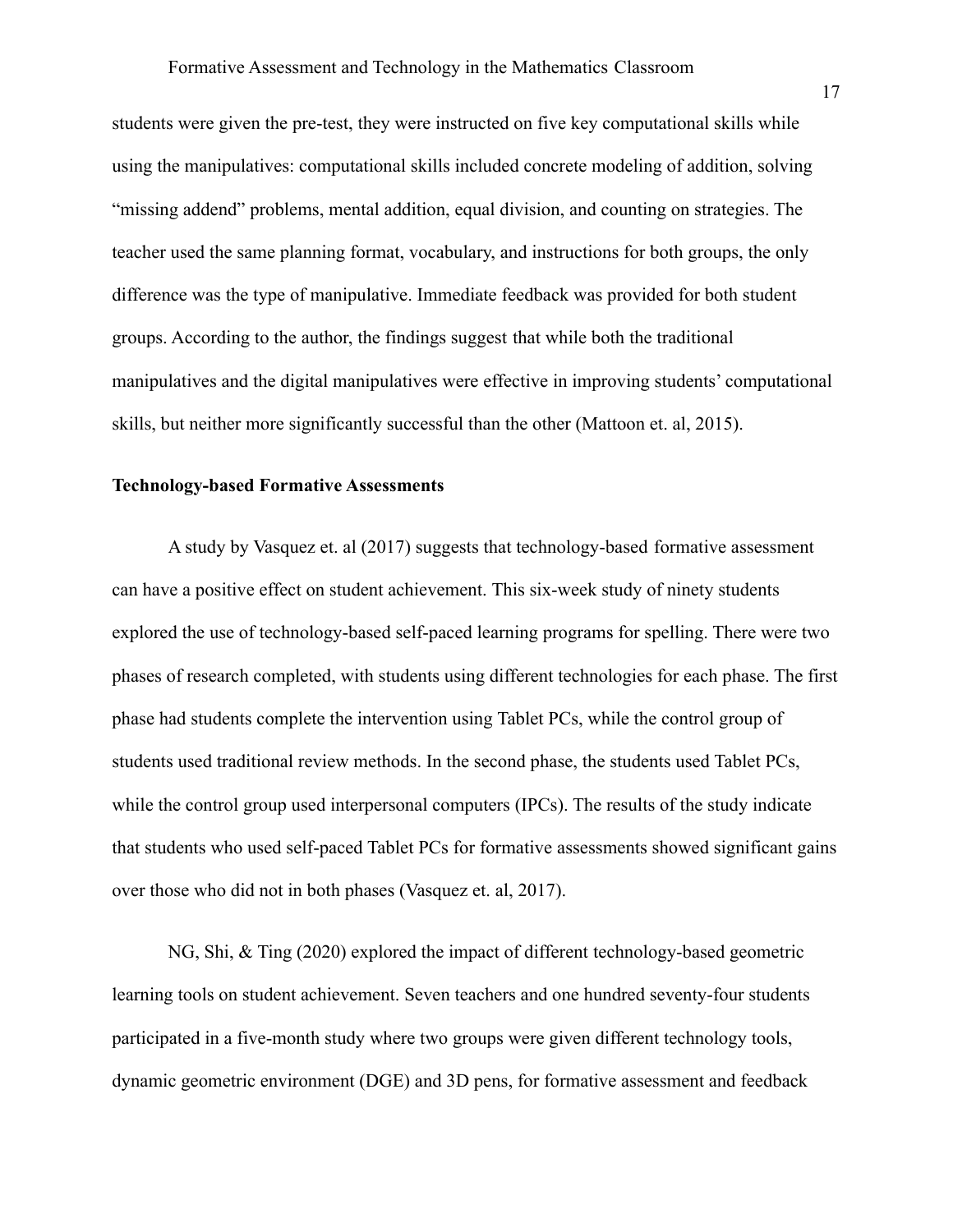students were given the pre-test, they were instructed on five key computational skills while using the manipulatives: computational skills included concrete modeling of addition, solving "missing addend" problems, mental addition, equal division, and counting on strategies. The teacher used the same planning format, vocabulary, and instructions for both groups, the only difference was the type of manipulative. Immediate feedback was provided for both student groups. According to the author, the findings suggest that while both the traditional manipulatives and the digital manipulatives were effective in improving students' computational skills, but neither more significantly successful than the other (Mattoon et. al, 2015).

**Technology-based Formative Assessments**

A study by Vasquez et. al (2017) suggests that technology-based formative assessment can have a positive effect on student achievement. This six-week study of ninety students explored the use of technology-based self-paced learning programs for spelling. There were two phases of research completed, with students using different technologies for each phase. The first phase had students complete the intervention using Tablet PCs, while the control group of students used traditional review methods. In the second phase, the students used Tablet PCs, while the control group used interpersonal computers (IPCs). The results of the study indicate that students who used self-paced Tablet PCs for formative assessments showed significant gains over those who did not in both phases (Vasquez et. al, 2017).

NG, Shi, & Ting (2020) explored the impact of different technology-based geometric learning tools on student achievement. Seven teachers and one hundred seventy-four students participated in a five-month study where two groups were given different technology tools, dynamic geometric environment (DGE) and 3D pens, for formative assessment and feedback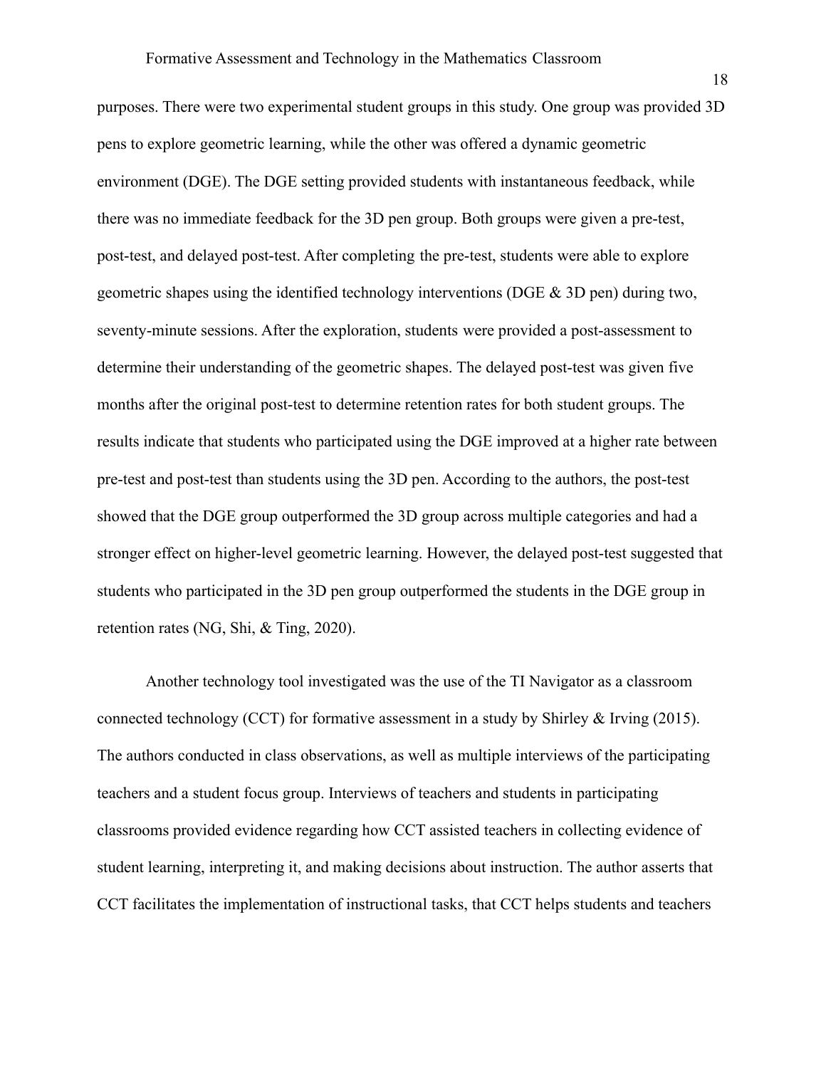purposes. There were two experimental student groups in this study. One group was provided 3D pens to explore geometric learning, while the other was offered a dynamic geometric environment (DGE). The DGE setting provided students with instantaneous feedback, while there was no immediate feedback for the 3D pen group. Both groups were given a pre-test, post-test, and delayed post-test. After completing the pre-test, students were able to explore geometric shapes using the identified technology interventions (DGE & 3D pen) during two, seventy-minute sessions. After the exploration, students were provided a post-assessment to determine their understanding of the geometric shapes. The delayed post-test was given five months after the original post-test to determine retention rates for both student groups. The results indicate that students who participated using the DGE improved at a higher rate between pre-test and post-test than students using the 3D pen. According to the authors, the post-test showed that the DGE group outperformed the 3D group across multiple categories and had a stronger effect on higher-level geometric learning. However, the delayed post-test suggested that students who participated in the 3D pen group outperformed the students in the DGE group in retention rates (NG, Shi, & Ting, 2020).

Another technology tool investigated was the use of the TI Navigator as a classroom connected technology (CCT) for formative assessment in a study by Shirley & Irving (2015). The authors conducted in class observations, as well as multiple interviews of the participating teachers and a student focus group. Interviews of teachers and students in participating classrooms provided evidence regarding how CCT assisted teachers in collecting evidence of student learning, interpreting it, and making decisions about instruction. The author asserts that CCT facilitates the implementation of instructional tasks, that CCT helps students and teachers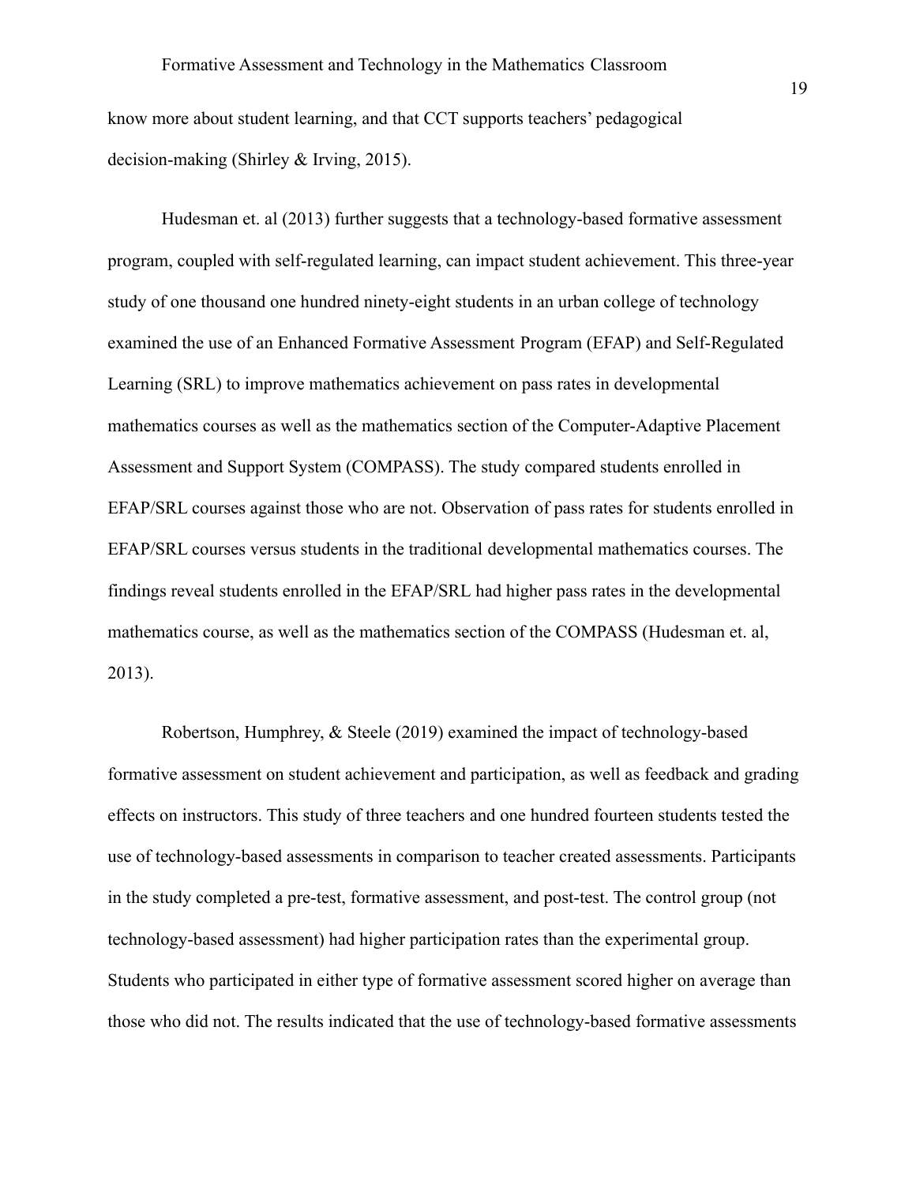know more about student learning, and that CCT supports teachers' pedagogical decision-making (Shirley & Irving, 2015).

Hudesman et. al (2013) further suggests that a technology-based formative assessment program, coupled with self-regulated learning, can impact student achievement. This three-year study of one thousand one hundred ninety-eight students in an urban college of technology examined the use of an Enhanced Formative Assessment Program (EFAP) and Self-Regulated Learning (SRL) to improve mathematics achievement on pass rates in developmental mathematics courses as well as the mathematics section of the Computer-Adaptive Placement Assessment and Support System (COMPASS). The study compared students enrolled in EFAP/SRL courses against those who are not. Observation of pass rates for students enrolled in EFAP/SRL courses versus students in the traditional developmental mathematics courses. The findings reveal students enrolled in the EFAP/SRL had higher pass rates in the developmental mathematics course, as well as the mathematics section of the COMPASS (Hudesman et. al, 2013).

Robertson, Humphrey, & Steele (2019) examined the impact of technology-based formative assessment on student achievement and participation, as well as feedback and grading effects on instructors. This study of three teachers and one hundred fourteen students tested the use of technology-based assessments in comparison to teacher created assessments. Participants in the study completed a pre-test, formative assessment, and post-test. The control group (not technology-based assessment) had higher participation rates than the experimental group. Students who participated in either type of formative assessment scored higher on average than those who did not. The results indicated that the use of technology-based formative assessments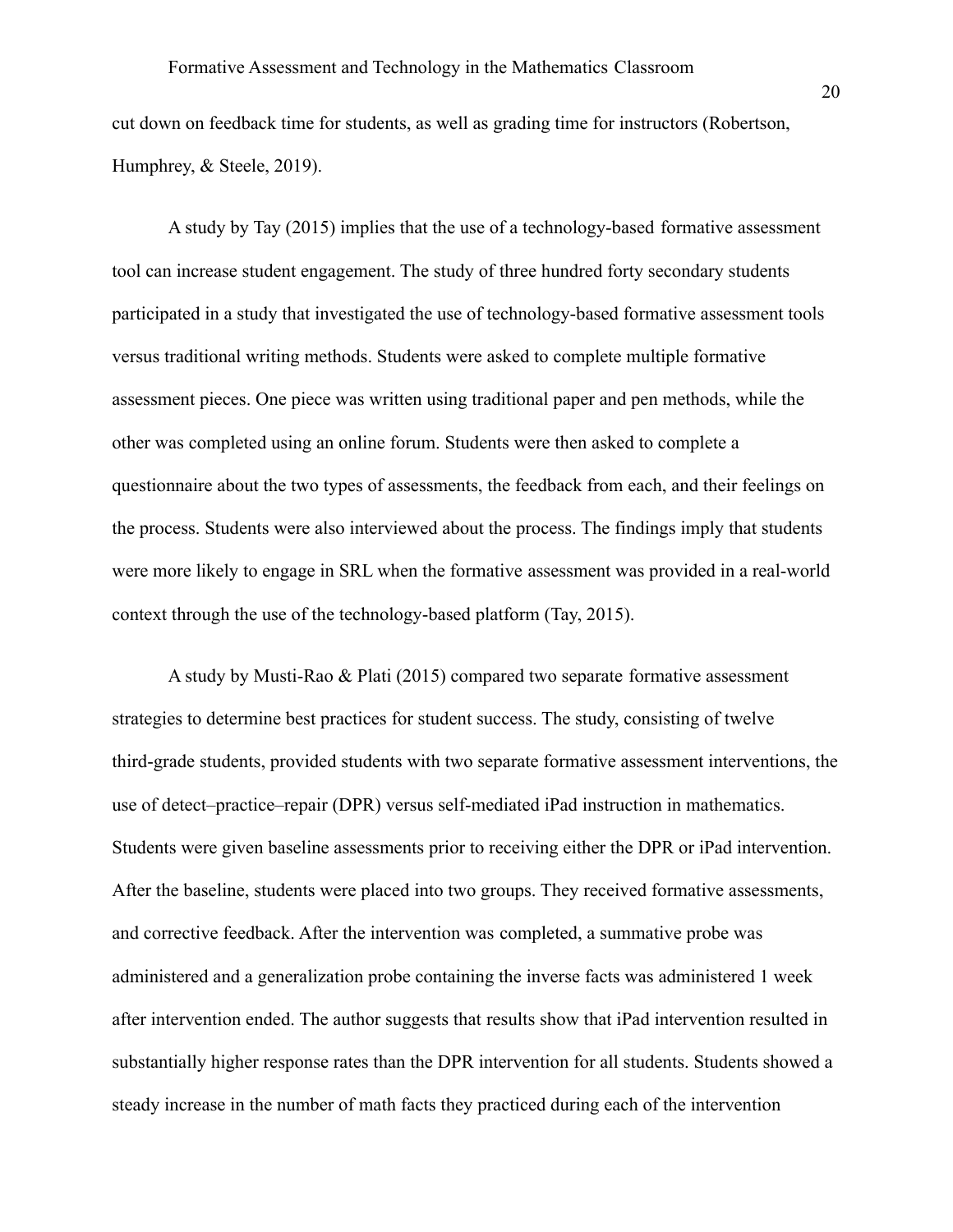cut down on feedback time for students, as well as grading time for instructors (Robertson, Humphrey, & Steele, 2019).

A study by Tay (2015) implies that the use of a technology-based formative assessment tool can increase student engagement. The study of three hundred forty secondary students participated in a study that investigated the use of technology-based formative assessment tools versus traditional writing methods. Students were asked to complete multiple formative assessment pieces. One piece was written using traditional paper and pen methods, while the other was completed using an online forum. Students were then asked to complete a questionnaire about the two types of assessments, the feedback from each, and their feelings on the process. Students were also interviewed about the process. The findings imply that students were more likely to engage in SRL when the formative assessment was provided in a real-world context through the use of the technology-based platform (Tay, 2015).

A study by Musti-Rao & Plati (2015) compared two separate formative assessment strategies to determine best practices for student success. The study, consisting of twelve third-grade students, provided students with two separate formative assessment interventions, the use of detect–practice–repair (DPR) versus self-mediated iPad instruction in mathematics. Students were given baseline assessments prior to receiving either the DPR or iPad intervention. After the baseline, students were placed into two groups. They received formative assessments, and corrective feedback. After the intervention was completed, a summative probe was administered and a generalization probe containing the inverse facts was administered 1 week after intervention ended. The author suggests that results show that iPad intervention resulted in substantially higher response rates than the DPR intervention for all students. Students showed a steady increase in the number of math facts they practiced during each of the intervention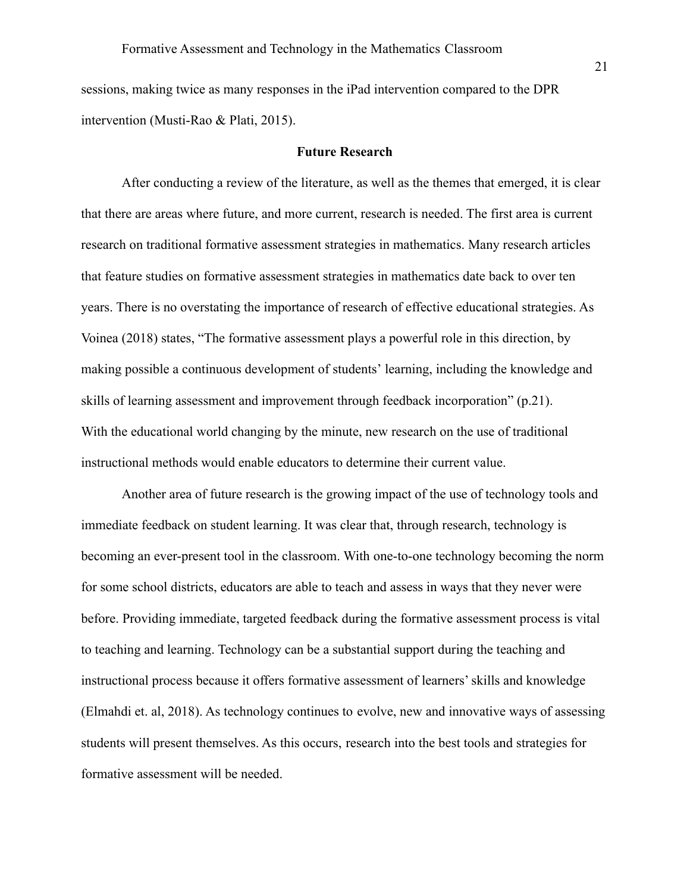sessions, making twice as many responses in the iPad intervention compared to the DPR intervention (Musti-Rao & Plati, 2015).

**Future Research**

After conducting a review of the literature, as well as the themes that emerged, it is clear that there are areas where future, and more current, research is needed. The first area is current research on traditional formative assessment strategies in mathematics. Many research articles that feature studies on formative assessment strategies in mathematics date back to over ten years. There is no overstating the importance of research of effective educational strategies. As Voinea (2018) states, "The formative assessment plays a powerful role in this direction, by making possible a continuous development of students' learning, including the knowledge and skills of learning assessment and improvement through feedback incorporation" (p.21). With the educational world changing by the minute, new research on the use of traditional instructional methods would enable educators to determine their current value.

Another area of future research is the growing impact of the use of technology tools and immediate feedback on student learning. It was clear that, through research, technology is becoming an ever-present tool in the classroom. With one-to-one technology becoming the norm for some school districts, educators are able to teach and assess in ways that they never were before. Providing immediate, targeted feedback during the formative assessment process is vital to teaching and learning. Technology can be a substantial support during the teaching and instructional process because it offers formative assessment of learners' skills and knowledge (Elmahdi et. al, 2018). As technology continues to evolve, new and innovative ways of assessing students will present themselves. As this occurs, research into the best tools and strategies for formative assessment will be needed.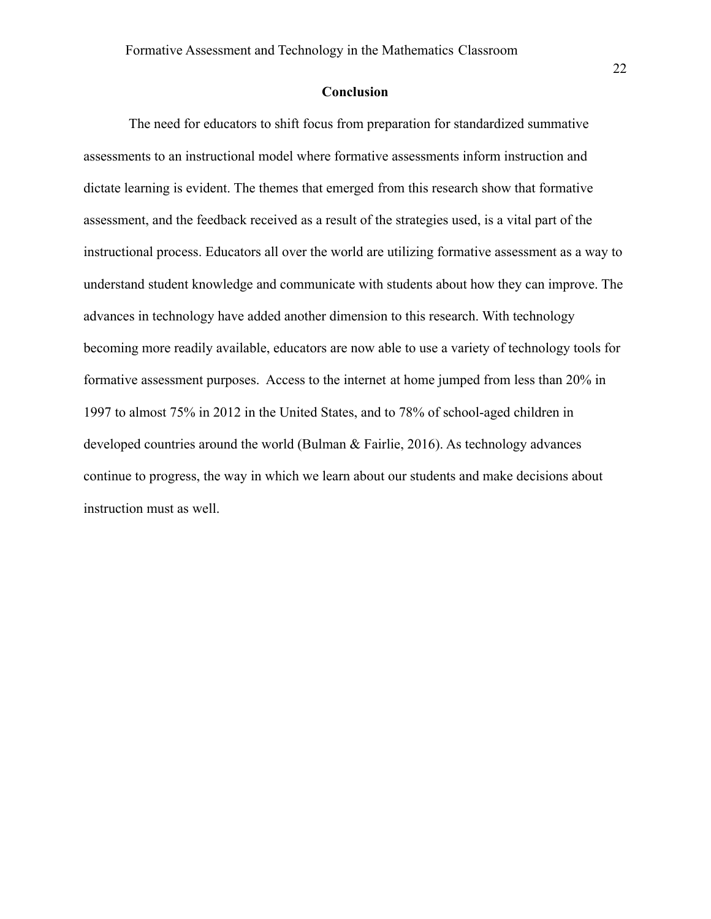## Conclusion

The need for educators to shift focus from preparation for standardized summative assessments to an instructional model where formative assessments inform instruction and dictate learning is evident. The themes that emerged from this research show that formative assessment, and the feedback received as a result of the strategies used, is a vital part of the instructional process. Educators all over the world are utilizing formative assessment as a way to understand student knowledge and communicate with students about how they can improve. The advances in technology have added another dimension to this research. With technology becoming more readily available, educators are now able to use a variety of technology tools for formative assessment purposes. Access to the internet at home jumped from less than 20% in 1997 to almost 75% in 2012 in the United States, and to 78% of school-aged children in developed countries around the world (Bulman & Fairlie, 2016). As technology advances continue to progress, the way in which we learn about our students and make decisions about instruction must as well.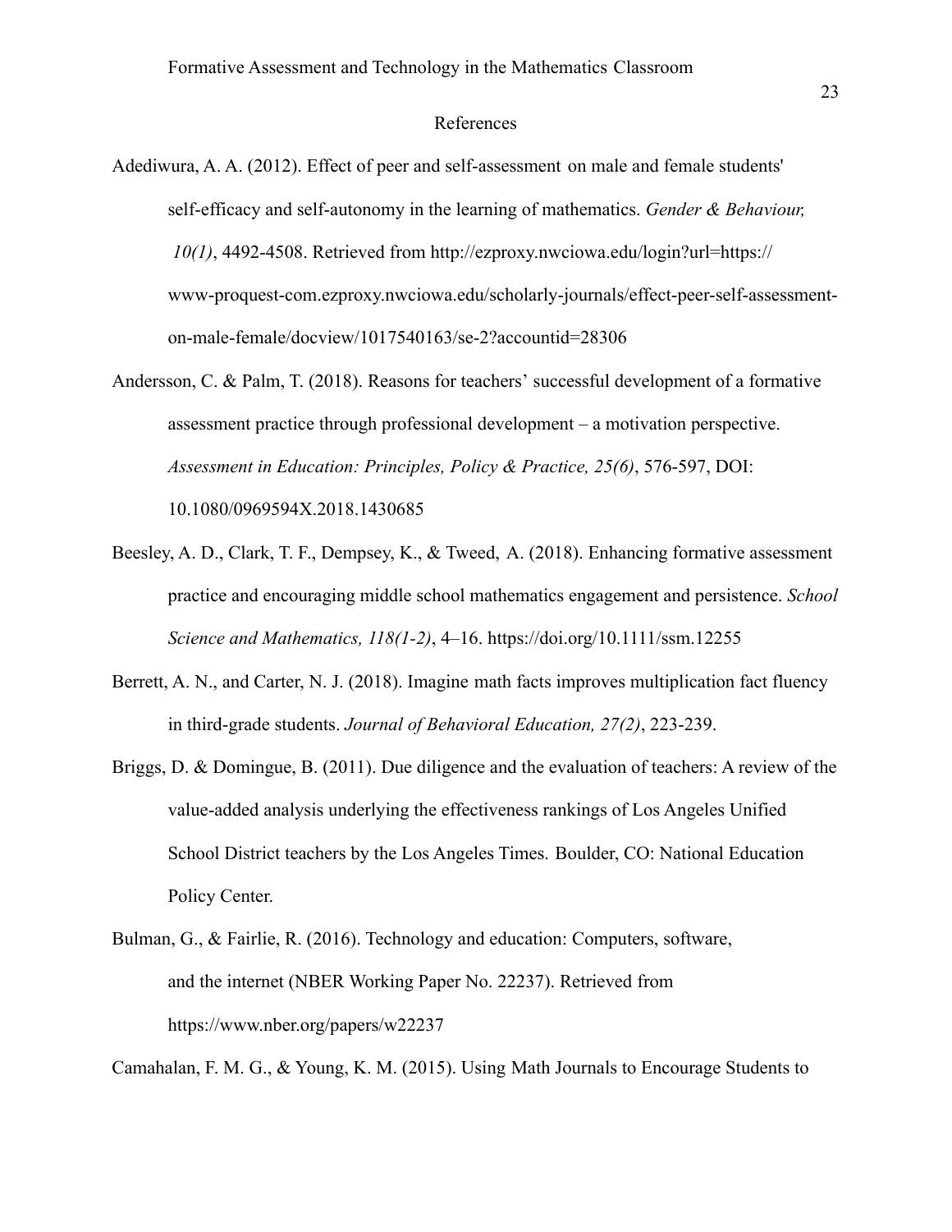# References

Adediwura, A. A. (2012). Effect of peer and self-assessment on male and female students' self-efficacy and self-autonomy in the learning of mathematics. *Gender & Behaviour, 10(1)*, 4492-4508. Retrieved from http://ezproxy.nwciowa.edu/login?url=https://www-proquest-com.ezproxy.nwciowa.edu/scholarly-journals/effect-peer-self-assessment-on-male-female/docview/1017540163/se-2?accountid=28306

Andersson, C. & Palm, T. (2018). Reasons for teachers' successful development of a formative assessment practice through professional development – a motivation perspective. *Assessment in Education: Principles, Policy & Practice, 25(6)*, 576-597, DOI: 10.1080/0969594X.2018.1430685

Beesley, A. D., Clark, T. F., Dempsey, K., & Tweed, A. (2018). Enhancing formative assessment practice and encouraging middle school mathematics engagement and persistence. *School Science and Mathematics, 118(1-2)*, 4–16. https://doi.org/10.1111/ssm.12255

Berrett, A. N., and Carter, N. J. (2018). Imagine math facts improves multiplication fact fluency in third-grade students. *Journal of Behavioral Education, 27(2)*, 223-239.

Briggs, D. & Domingue, B. (2011). Due diligence and the evaluation of teachers: A review of the value-added analysis underlying the effectiveness rankings of Los Angeles Unified School District teachers by the Los Angeles Times. Boulder, CO: National Education Policy Center.

Bulman, G., & Fairlie, R. (2016). Technology and education: Computers, software, and the internet (NBER Working Paper No. 22237). Retrieved from https://www.nber.org/papers/w22237

Camahalan, F. M. G., & Young, K. M. (2015). Using Math Journals to Encourage Students to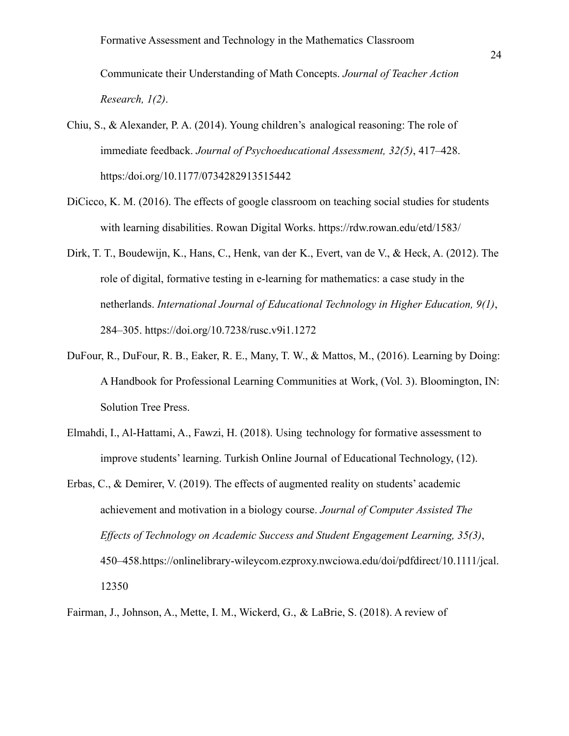Communicate their Understanding of Math Concepts. *Journal of Teacher Action Research, 1(2)*.

Chiu, S., & Alexander, P. A. (2014). Young children's analogical reasoning: The role of immediate feedback. *Journal of Psychoeducational Assessment, 32(5)*, 417–428. https:/doi.org/10.1177/0734282913515442

DiCicco, K. M. (2016). The effects of google classroom on teaching social studies for students with learning disabilities. Rowan Digital Works. https://rdw.rowan.edu/etd/1583/

Dirk, T. T., Boudewijn, K., Hans, C., Henk, van der K., Evert, van de V., & Heck, A. (2012). The role of digital, formative testing in e-learning for mathematics: a case study in the netherlands. *International Journal of Educational Technology in Higher Education, 9(1)*, 284–305. https://doi.org/10.7238/rusc.v9i1.1272

DuFour, R., DuFour, R. B., Eaker, R. E., Many, T. W., & Mattos, M., (2016). Learning by Doing: A Handbook for Professional Learning Communities at Work, (Vol. 3). Bloomington, IN: Solution Tree Press.

Elmahdi, I., Al-Hattami, A., Fawzi, H. (2018). Using technology for formative assessment to improve students' learning. Turkish Online Journal of Educational Technology, (12).

Erbas, C., & Demirer, V. (2019). The effects of augmented reality on students' academic achievement and motivation in a biology course. *Journal of Computer Assisted The Effects of Technology on Academic Success and Student Engagement Learning, 35(3)*, 450–458.https://onlinelibrary-wileycom.ezproxy.nwciowa.edu/doi/pdfdirect/10.1111/jcal.12350

Fairman, J., Johnson, A., Mette, I. M., Wickerd, G., & LaBrie, S. (2018). A review of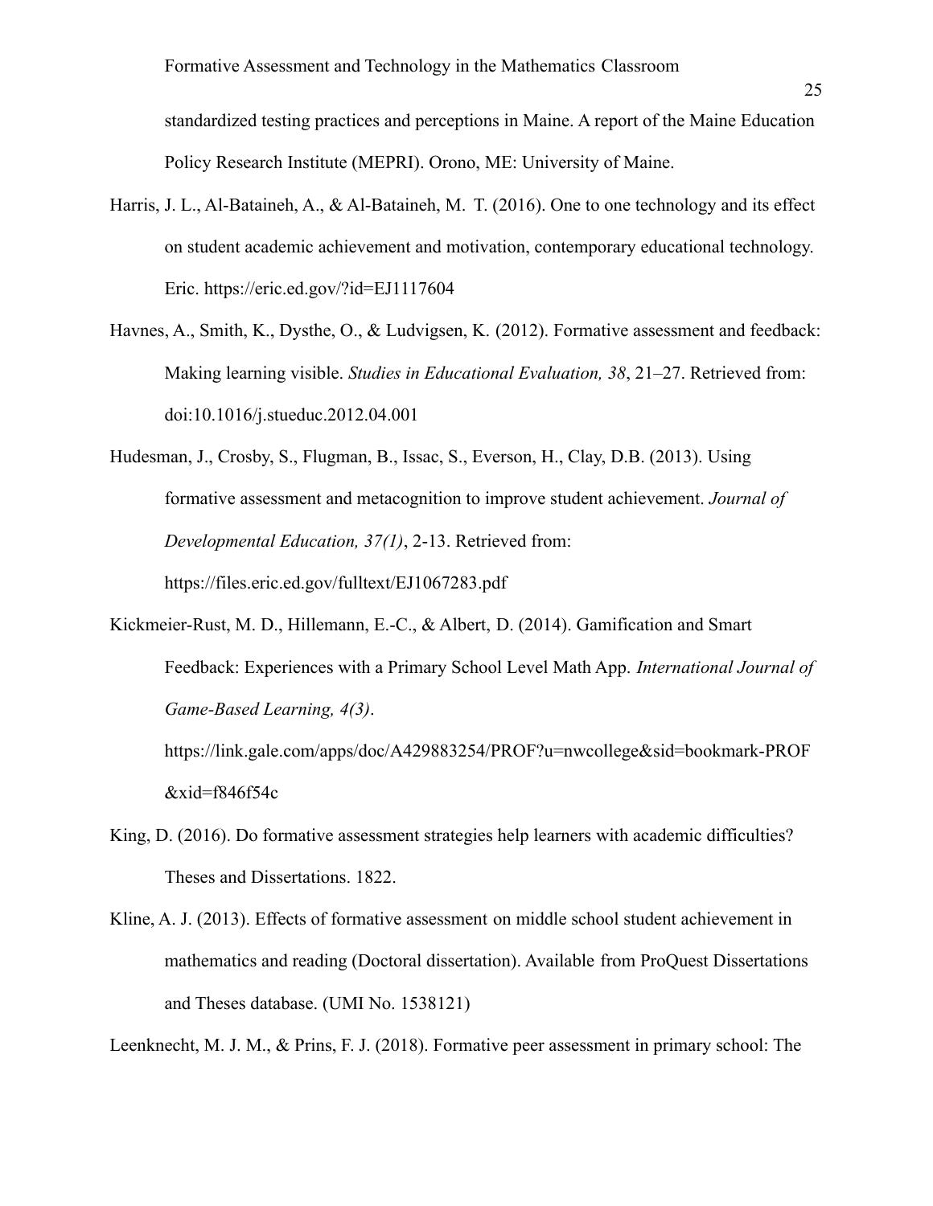standardized testing practices and perceptions in Maine. A report of the Maine Education Policy Research Institute (MEPRI). Orono, ME: University of Maine.

Harris, J. L., Al-Bataineh, A., & Al-Bataineh, M. T. (2016). One to one technology and its effect on student academic achievement and motivation, contemporary educational technology. Eric. https://eric.ed.gov/?id=EJ1117604

Havnes, A., Smith, K., Dysthe, O., & Ludvigsen, K. (2012). Formative assessment and feedback: Making learning visible. *Studies in Educational Evaluation, 38*, 21–27. Retrieved from: doi:10.1016/j.stueduc.2012.04.001

Hudesman, J., Crosby, S., Flugman, B., Issac, S., Everson, H., Clay, D.B. (2013). Using formative assessment and metacognition to improve student achievement. *Journal of Developmental Education, 37(1)*, 2-13. Retrieved from: https://files.eric.ed.gov/fulltext/EJ1067283.pdf

Kickmeier-Rust, M. D., Hillemann, E.-C., & Albert, D. (2014). Gamification and Smart Feedback: Experiences with a Primary School Level Math App. *International Journal of Game-Based Learning, 4(3)*. https://link.gale.com/apps/doc/A429883254/PROF?u=nwcollege&sid=bookmark-PROF&xid=f846f54c

King, D. (2016). Do formative assessment strategies help learners with academic difficulties? Theses and Dissertations. 1822.

Kline, A. J. (2013). Effects of formative assessment on middle school student achievement in mathematics and reading (Doctoral dissertation). Available from ProQuest Dissertations and Theses database. (UMI No. 1538121)

Leenknecht, M. J. M., & Prins, F. J. (2018). Formative peer assessment in primary school: The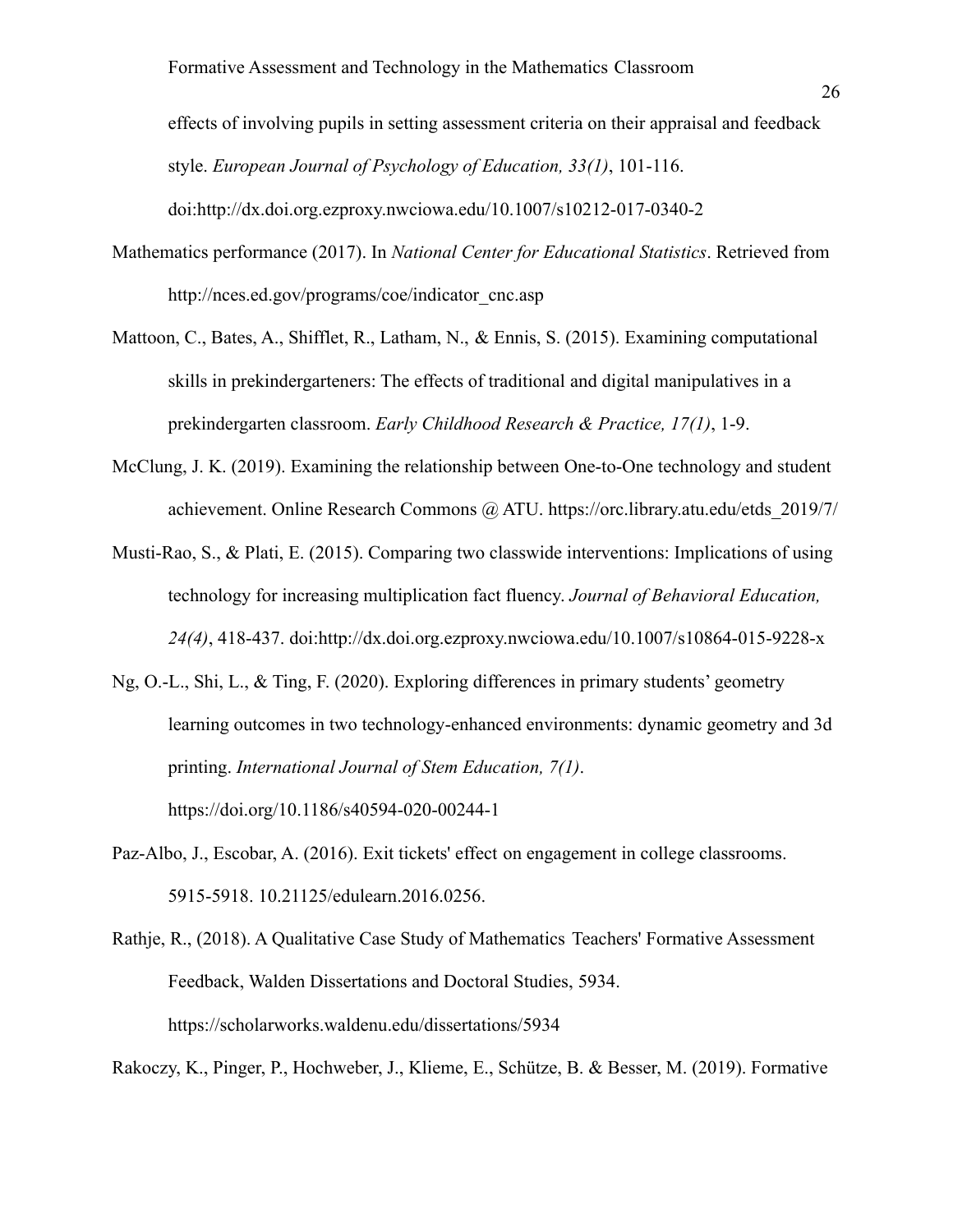effects of involving pupils in setting assessment criteria on their appraisal and feedback style. *European Journal of Psychology of Education, 33(1)*, 101-116. doi:http://dx.doi.org.ezproxy.nwciowa.edu/10.1007/s10212-017-0340-2

Mathematics performance (2017). In *National Center for Educational Statistics*. Retrieved from http://nces.ed.gov/programs/coe/indicator_cnc.asp

Mattoon, C., Bates, A., Shifflet, R., Latham, N., & Ennis, S. (2015). Examining computational skills in prekindergarteners: The effects of traditional and digital manipulatives in a prekindergarten classroom. *Early Childhood Research & Practice, 17(1)*, 1-9.

McClung, J. K. (2019). Examining the relationship between One-to-One technology and student achievement. Online Research Commons @ ATU. https://orc.library.atu.edu/etds_2019/7/

Musti-Rao, S., & Plati, E. (2015). Comparing two classwide interventions: Implications of using technology for increasing multiplication fact fluency. *Journal of Behavioral Education, 24(4)*, 418-437. doi:http://dx.doi.org.ezproxy.nwciowa.edu/10.1007/s10864-015-9228-x

Ng, O.-L., Shi, L., & Ting, F. (2020). Exploring differences in primary students' geometry learning outcomes in two technology-enhanced environments: dynamic geometry and 3d printing. *International Journal of Stem Education, 7(1)*. https://doi.org/10.1186/s40594-020-00244-1

Paz-Albo, J., Escobar, A. (2016). Exit tickets' effect on engagement in college classrooms. 5915-5918. 10.21125/edulearn.2016.0256.

Rathje, R., (2018). A Qualitative Case Study of Mathematics Teachers' Formative Assessment Feedback, Walden Dissertations and Doctoral Studies, 5934. https://scholarworks.waldenu.edu/dissertations/5934

Rakoczy, K., Pinger, P., Hochweber, J., Klieme, E., Schütze, B. & Besser, M. (2019). Formative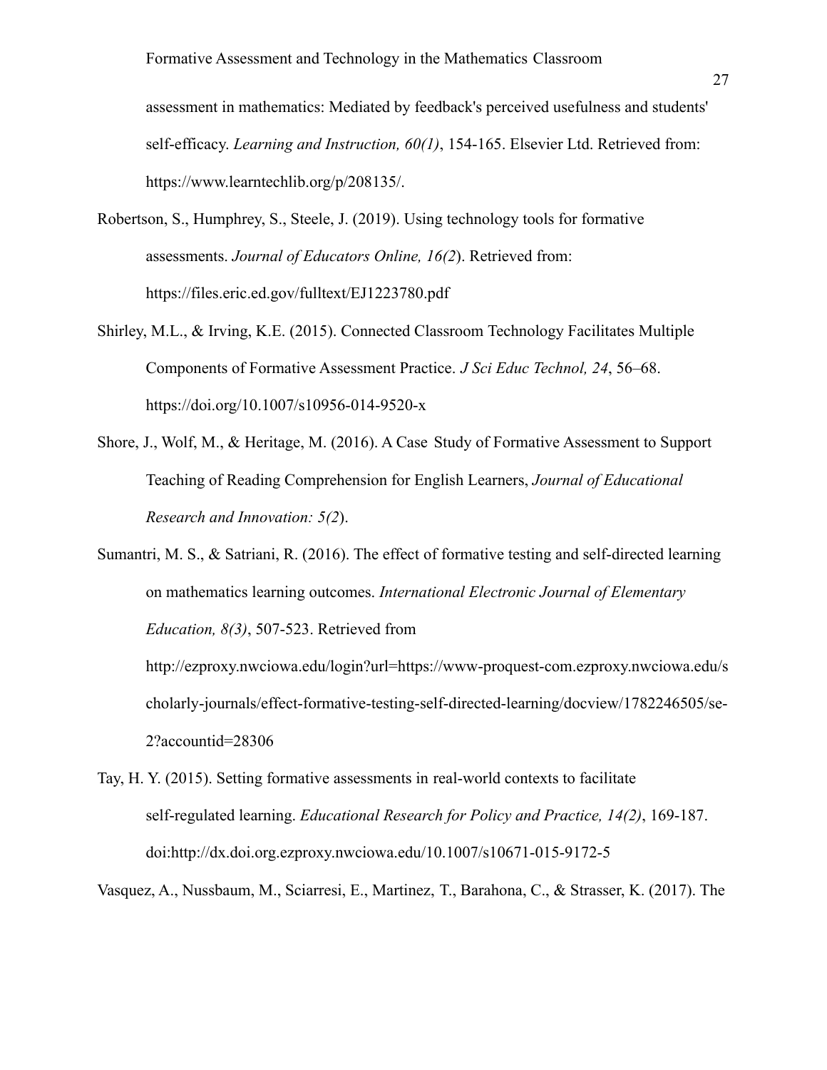assessment in mathematics: Mediated by feedback's perceived usefulness and students' self-efficacy. *Learning and Instruction, 60(1)*, 154-165. Elsevier Ltd. Retrieved from: https://www.learntechlib.org/p/208135/.

Robertson, S., Humphrey, S., Steele, J. (2019). Using technology tools for formative assessments. *Journal of Educators Online, 16(2*). Retrieved from: https://files.eric.ed.gov/fulltext/EJ1223780.pdf

Shirley, M.L., & Irving, K.E. (2015). Connected Classroom Technology Facilitates Multiple Components of Formative Assessment Practice. *J Sci Educ Technol, 24*, 56–68. https://doi.org/10.1007/s10956-014-9520-x

Shore, J., Wolf, M., & Heritage, M. (2016). A Case Study of Formative Assessment to Support Teaching of Reading Comprehension for English Learners, *Journal of Educational Research and Innovation: 5(2*).

Sumantri, M. S., & Satriani, R. (2016). The effect of formative testing and self-directed learning on mathematics learning outcomes. *International Electronic Journal of Elementary Education, 8(3)*, 507-523. Retrieved from http://ezproxy.nwciowa.edu/login?url=https://www-proquest-com.ezproxy.nwciowa.edu/scholarly-journals/effect-formative-testing-self-directed-learning/docview/1782246505/se-2?accountid=28306

Tay, H. Y. (2015). Setting formative assessments in real-world contexts to facilitate self-regulated learning. *Educational Research for Policy and Practice, 14(2)*, 169-187. doi:http://dx.doi.org.ezproxy.nwciowa.edu/10.1007/s10671-015-9172-5

Vasquez, A., Nussbaum, M., Sciarresi, E., Martinez, T., Barahona, C., & Strasser, K. (2017). The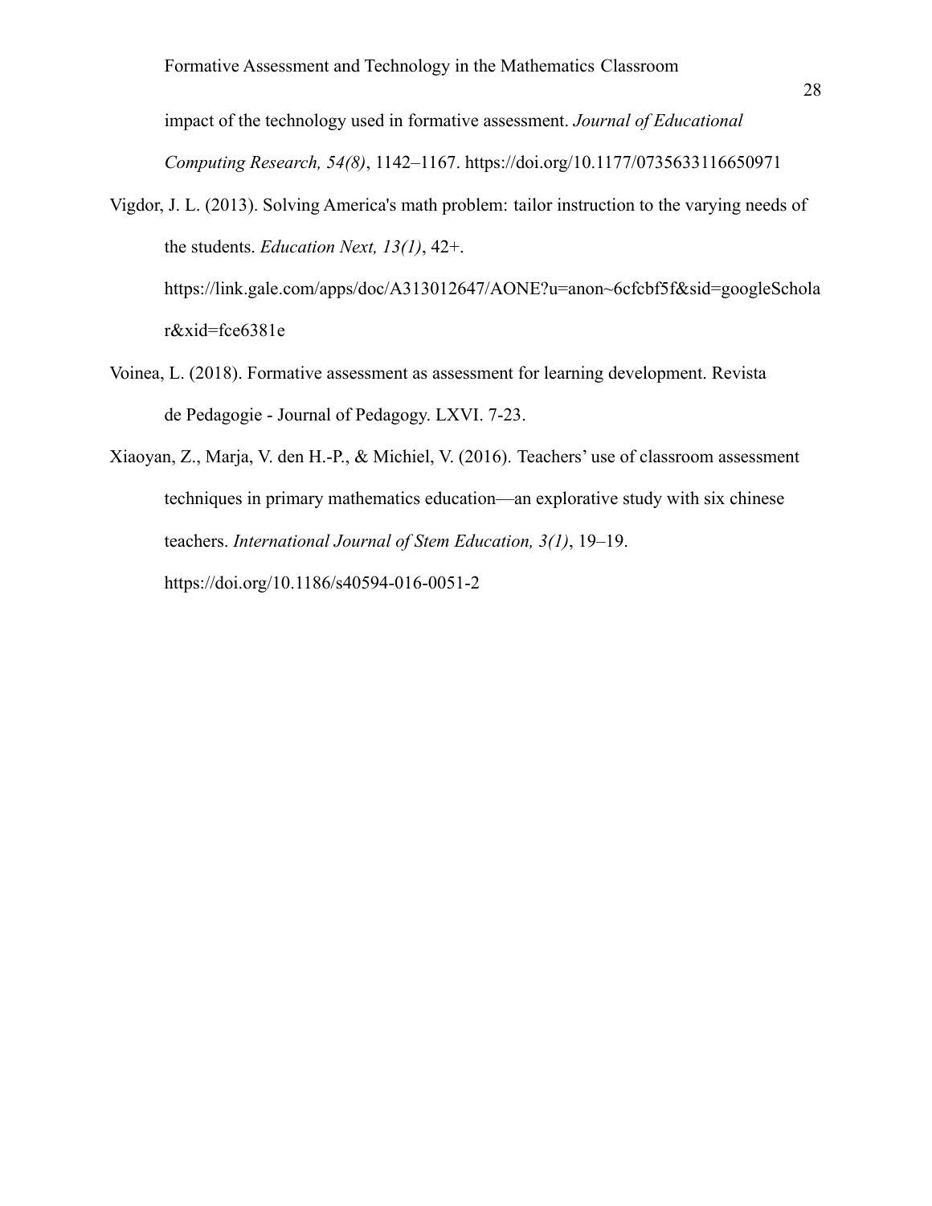impact of the technology used in formative assessment. *Journal of Educational Computing Research, 54(8)*, 1142–1167. https://doi.org/10.1177/0735633116650971

Vigdor, J. L. (2013). Solving America's math problem: tailor instruction to the varying needs of the students. *Education Next, 13(1)*, 42+. https://link.gale.com/apps/doc/A313012647/AONE?u=anon~6cfcbf5f&sid=googleScholar&xid=fce6381e

Voinea, L. (2018). Formative assessment as assessment for learning development. Revista de Pedagogie - Journal of Pedagogy. LXVI. 7-23.

Xiaoyan, Z., Marja, V. den H.-P., & Michiel, V. (2016). Teachers' use of classroom assessment techniques in primary mathematics education—an explorative study with six chinese teachers. *International Journal of Stem Education, 3(1)*, 19–19. https://doi.org/10.1186/s40594-016-0051-2